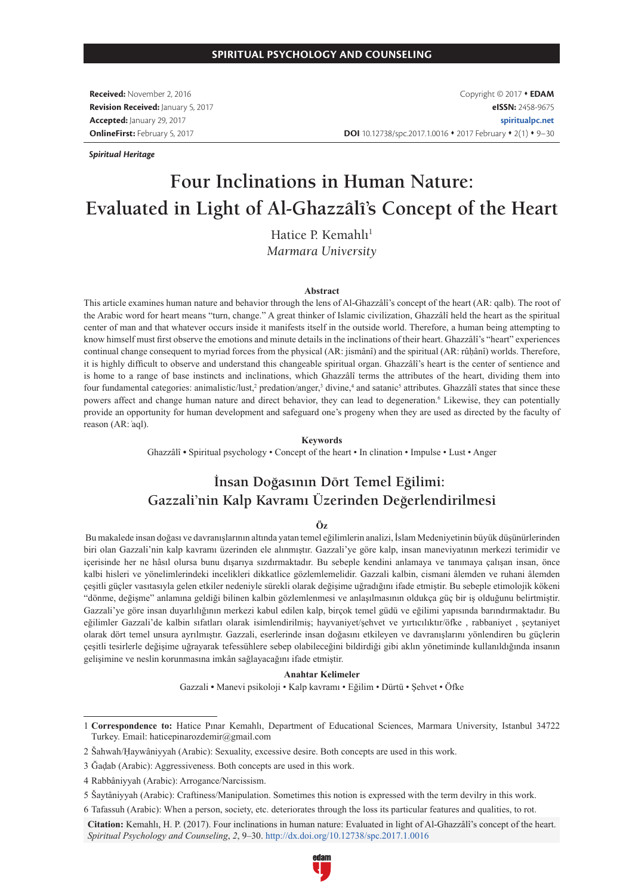SPIRITUAL PSYCHOLOGY AND COUNSELING

**Received:** November 2, 2016
**Revision Received:** January 5, 2017
**Accepted:** January 29, 2017
**OnlineFirst:** February 5, 2017

Copyright © 2017 • **EDAM**
**eISSN:** 2458-9675
**spiritualpc.net**
**DOI** 10.12738/spc.2017.1.0016 • 2017 February • 2(1) • 9–30

*Spiritual Heritage*

# Four Inclinations in Human Nature: Evaluated in Light of Al-Ghazzâlî's Concept of the Heart

Hatice P. Kemahlı[1]
*Marmara University*

### Abstract

This article examines human nature and behavior through the lens of Al-Ghazzâlî's concept of the heart (AR: qalb). The root of the Arabic word for heart means "turn, change." A great thinker of Islamic civilization, Ghazzâlî held the heart as the spiritual center of man and that whatever occurs inside it manifests itself in the outside world. Therefore, a human being attempting to know himself must first observe the emotions and minute details in the inclinations of their heart. Ghazzâlî's "heart" experiences continual change consequent to myriad forces from the physical (AR: jismânî) and the spiritual (AR: rûḥânî) worlds. Therefore, it is highly difficult to observe and understand this changeable spiritual organ. Ghazzâlî's heart is the center of sentience and is home to a range of base instincts and inclinations, which Ghazzâlî terms the attributes of the heart, dividing them into four fundamental categories: animalistic/lust,[2] predation/anger,[3] divine,[4] and satanic[5] attributes. Ghazzâlî states that since these powers affect and change human nature and direct behavior, they can lead to degeneration.[6] Likewise, they can potentially provide an opportunity for human development and safeguard one's progeny when they are used as directed by the faculty of reason (AR: ʿaql).

**Keywords**
Ghazzâlî • Spiritual psychology • Concept of the heart • In clination • Impulse • Lust • Anger

## İnsan Doğasının Dört Temel Eğilimi: Gazzali'nin Kalp Kavramı Üzerinden Değerlendirilmesi

### Öz

Bu makalede insan doğası ve davranışlarının altında yatan temel eğilimlerin analizi, İslam Medeniyetinin büyük düşünürlerinden biri olan Gazzali'nin kalp kavramı üzerinden ele alınmıştır. Gazzali'ye göre kalp, insan maneviyatının merkezi terimidir ve içerisinde her ne hâsıl olursa bunu dışarıya sızdırmaktadır. Bu sebeple kendini anlamaya ve tanımaya çalışan insan, önce kalbi hisleri ve yönelimlerindeki incelikleri dikkatlice gözlemlemelidir. Gazzali kalbin, cismani âlemden ve ruhani âlemden çeşitli güçler vasıtasıyla gelen etkiler nedeniyle sürekli olarak değişime uğradığını ifade etmiştir. Bu sebeple etimolojik kökeni "dönme, değişme" anlamına geldiği bilinen kalbin gözlemlenmesi ve anlaşılmasının oldukça güç bir iş olduğunu belirtmiştir. Gazzali'ye göre insan duyarlılığının merkezi kabul edilen kalp, birçok temel güdü ve eğilimi yapısında barındırmaktadır. Bu eğilimler Gazzali'de kalbin sıfatları olarak isimlendirilmiş; hayvaniyet/şehvet ve yırtıcılıktır/öfke , rabbaniyet , şeytaniyet olarak dört temel unsura ayrılmıştır. Gazzali, eserlerinde insan doğasını etkileyen ve davranışlarını yönlendiren bu güçlerin çeşitli tesirlerle değişime uğrayarak tefessühlere sebep olabileceğini bildirdiği gibi aklın yönetiminde kullanıldığında insanın gelişimine ve neslin korunmasına imkân sağlayacağını ifade etmiştir.

**Anahtar Kelimeler**
Gazzali • Manevi psikoloji • Kalp kavramı • Eğilim • Dürtü • Şehvet • Öfke

---

1 **Correspondence to:** Hatice Pınar Kemahlı, Department of Educational Sciences, Marmara University, Istanbul 34722 Turkey. Email: haticepinarozdemir@gmail.com

2 Šahwah/Ḥaywâniyyah (Arabic): Sexuality, excessive desire. Both concepts are used in this work.

3 Ğaḍab (Arabic): Aggressiveness. Both concepts are used in this work.

4 Rabbâniyyah (Arabic): Arrogance/Narcissism.

5 Šaytâniyyah (Arabic): Craftiness/Manipulation. Sometimes this notion is expressed with the term devilry in this work.

6 Tafassuh (Arabic): When a person, society, etc. deteriorates through the loss its particular features and qualities, to rot.

**Citation:** Kemahlı, H. P. (2017). Four inclinations in human nature: Evaluated in light of Al-Ghazzâlî's concept of the heart. *Spiritual Psychology and Counseling*, *2*, 9–30. http://dx.doi.org/10.12738/spc.2017.1.0016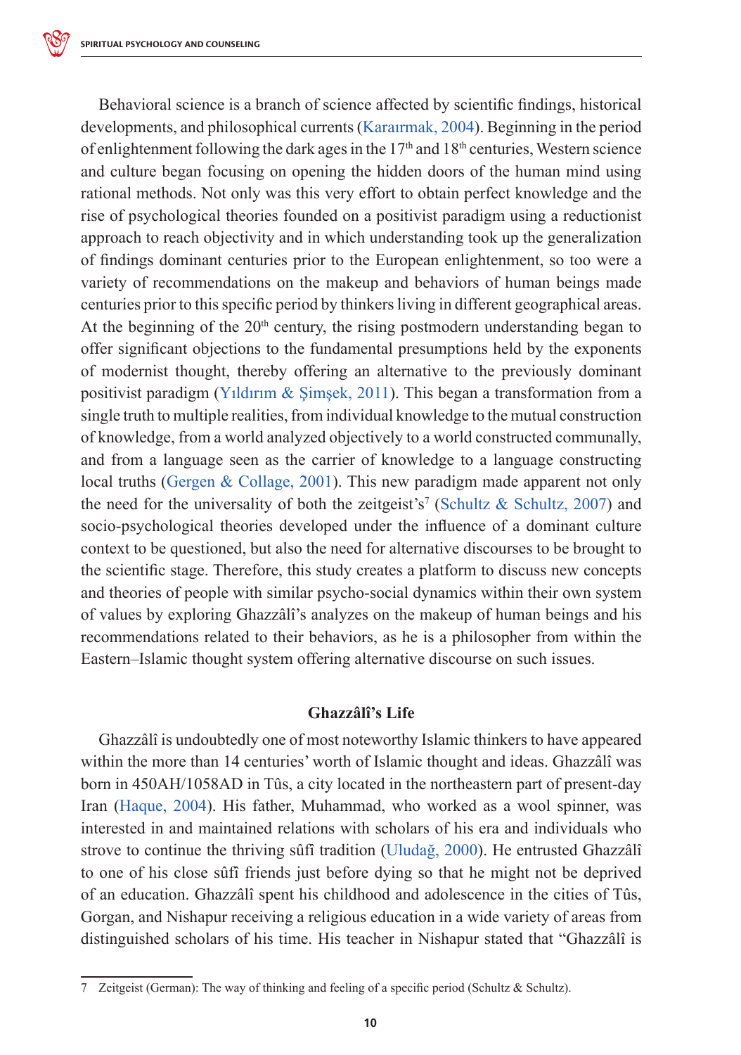Behavioral science is a branch of science affected by scientific findings, historical developments, and philosophical currents (Karaırmak, 2004). Beginning in the period of enlightenment following the dark ages in the 17th and 18th centuries, Western science and culture began focusing on opening the hidden doors of the human mind using rational methods. Not only was this very effort to obtain perfect knowledge and the rise of psychological theories founded on a positivist paradigm using a reductionist approach to reach objectivity and in which understanding took up the generalization of findings dominant centuries prior to the European enlightenment, so too were a variety of recommendations on the makeup and behaviors of human beings made centuries prior to this specific period by thinkers living in different geographical areas. At the beginning of the 20th century, the rising postmodern understanding began to offer significant objections to the fundamental presumptions held by the exponents of modernist thought, thereby offering an alternative to the previously dominant positivist paradigm (Yıldırım & Şimşek, 2011). This began a transformation from a single truth to multiple realities, from individual knowledge to the mutual construction of knowledge, from a world analyzed objectively to a world constructed communally, and from a language seen as the carrier of knowledge to a language constructing local truths (Gergen & Collage, 2001). This new paradigm made apparent not only the need for the universality of both the zeitgeist's[7] (Schultz & Schultz, 2007) and socio-psychological theories developed under the influence of a dominant culture context to be questioned, but also the need for alternative discourses to be brought to the scientific stage. Therefore, this study creates a platform to discuss new concepts and theories of people with similar psycho-social dynamics within their own system of values by exploring Ghazzâlî's analyzes on the makeup of human beings and his recommendations related to their behaviors, as he is a philosopher from within the Eastern–Islamic thought system offering alternative discourse on such issues.

## Ghazzâlî's Life

Ghazzâlî is undoubtedly one of most noteworthy Islamic thinkers to have appeared within the more than 14 centuries' worth of Islamic thought and ideas. Ghazzâlî was born in 450AH/1058AD in Tûs, a city located in the northeastern part of present-day Iran (Haque, 2004). His father, Muhammad, who worked as a wool spinner, was interested in and maintained relations with scholars of his era and individuals who strove to continue the thriving sûfî tradition (Uludağ, 2000). He entrusted Ghazzâlî to one of his close sûfî friends just before dying so that he might not be deprived of an education. Ghazzâlî spent his childhood and adolescence in the cities of Tûs, Gorgan, and Nishapur receiving a religious education in a wide variety of areas from distinguished scholars of his time. His teacher in Nishapur stated that "Ghazzâlî is

---

7 Zeitgeist (German): The way of thinking and feeling of a specific period (Schultz & Schultz).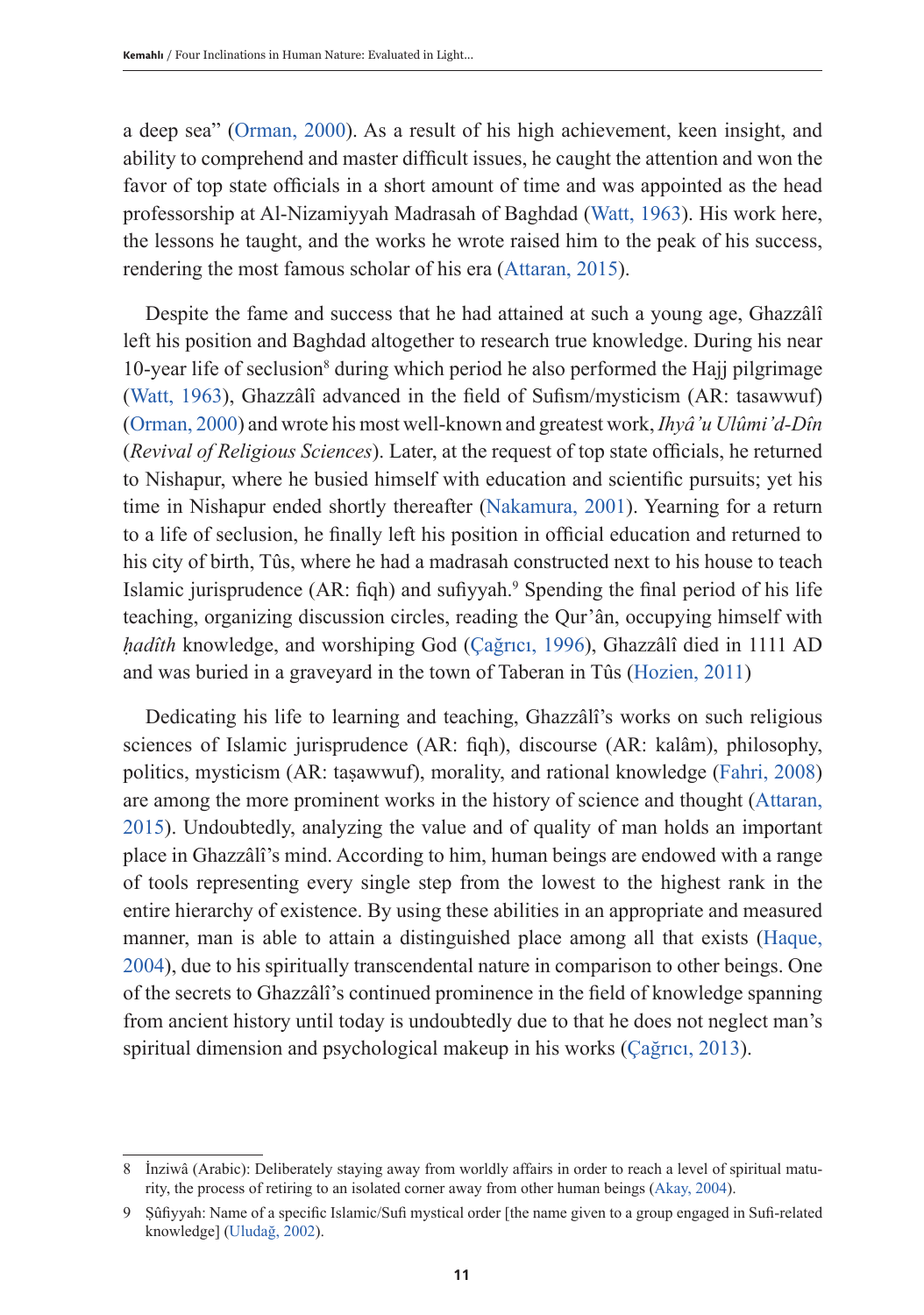a deep sea" (Orman, 2000). As a result of his high achievement, keen insight, and ability to comprehend and master difficult issues, he caught the attention and won the favor of top state officials in a short amount of time and was appointed as the head professorship at Al-Nizamiyyah Madrasah of Baghdad (Watt, 1963). His work here, the lessons he taught, and the works he wrote raised him to the peak of his success, rendering the most famous scholar of his era (Attaran, 2015).

Despite the fame and success that he had attained at such a young age, Ghazzâlî left his position and Baghdad altogether to research true knowledge. During his near 10-year life of seclusion[8] during which period he also performed the Hajj pilgrimage (Watt, 1963), Ghazzâlî advanced in the field of Sufism/mysticism (AR: tasawwuf) (Orman, 2000) and wrote his most well-known and greatest work, *Ihyâ'u Ulûmi'd-Dîn* (*Revival of Religious Sciences*). Later, at the request of top state officials, he returned to Nishapur, where he busied himself with education and scientific pursuits; yet his time in Nishapur ended shortly thereafter (Nakamura, 2001). Yearning for a return to a life of seclusion, he finally left his position in official education and returned to his city of birth, Tûs, where he had a madrasah constructed next to his house to teach Islamic jurisprudence (AR: fiqh) and sufiyyah.[9] Spending the final period of his life teaching, organizing discussion circles, reading the Qur'ân, occupying himself with *ḥadîth* knowledge, and worshiping God (Çağrıcı, 1996), Ghazzâlî died in 1111 AD and was buried in a graveyard in the town of Taberan in Tûs (Hozien, 2011)

Dedicating his life to learning and teaching, Ghazzâlî's works on such religious sciences of Islamic jurisprudence (AR: fiqh), discourse (AR: kalâm), philosophy, politics, mysticism (AR: taṣawwuf), morality, and rational knowledge (Fahri, 2008) are among the more prominent works in the history of science and thought (Attaran, 2015). Undoubtedly, analyzing the value and of quality of man holds an important place in Ghazzâlî's mind. According to him, human beings are endowed with a range of tools representing every single step from the lowest to the highest rank in the entire hierarchy of existence. By using these abilities in an appropriate and measured manner, man is able to attain a distinguished place among all that exists (Haque, 2004), due to his spiritually transcendental nature in comparison to other beings. One of the secrets to Ghazzâlî's continued prominence in the field of knowledge spanning from ancient history until today is undoubtedly due to that he does not neglect man's spiritual dimension and psychological makeup in his works (Çağrıcı, 2013).

---

8 İnziwâ (Arabic): Deliberately staying away from worldly affairs in order to reach a level of spiritual maturity, the process of retiring to an isolated corner away from other human beings (Akay, 2004).

9 Ṣûfiyyah: Name of a specific Islamic/Sufi mystical order [the name given to a group engaged in Sufi-related knowledge] (Uludağ, 2002).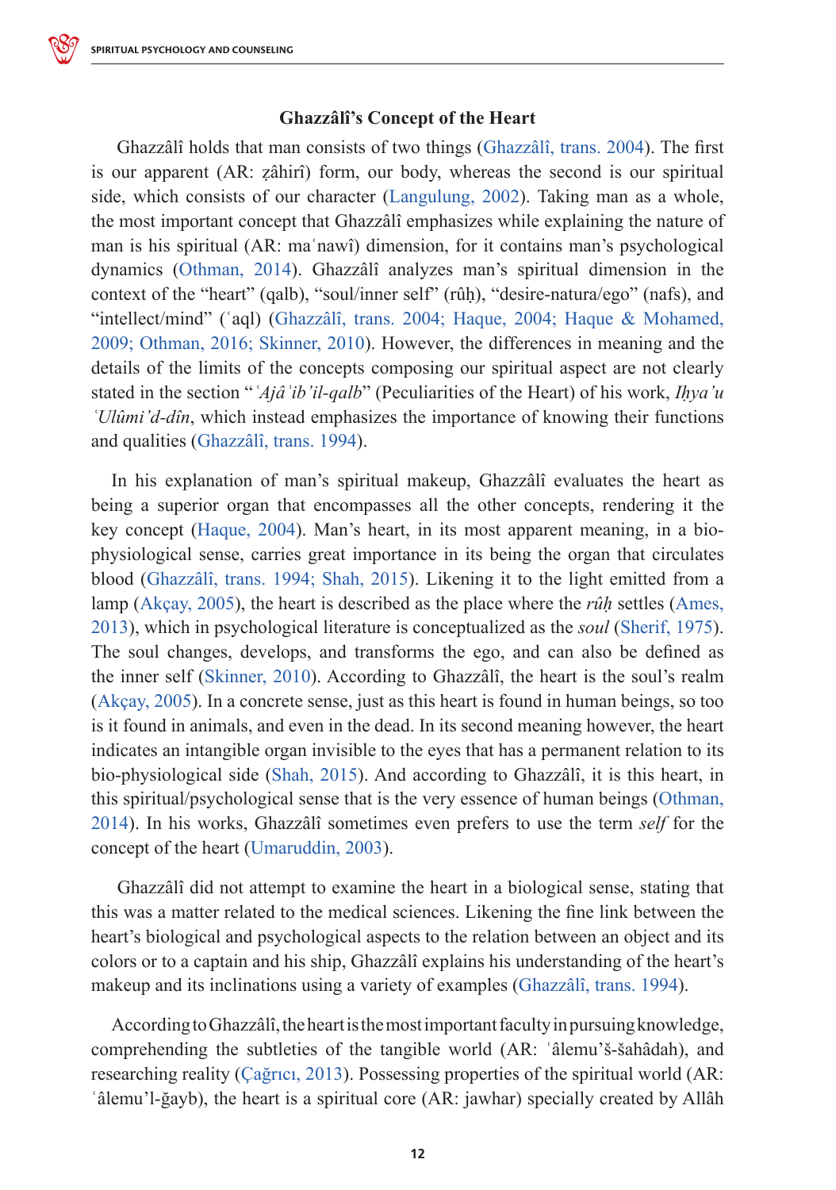### Ghazzâlî's Concept of the Heart

Ghazzâlî holds that man consists of two things (Ghazzâlî, trans. 2004). The first is our apparent (AR: ẓâhirî) form, our body, whereas the second is our spiritual side, which consists of our character (Langulung, 2002). Taking man as a whole, the most important concept that Ghazzâlî emphasizes while explaining the nature of man is his spiritual (AR: maʿnawî) dimension, for it contains man's psychological dynamics (Othman, 2014). Ghazzâlî analyzes man's spiritual dimension in the context of the "heart" (qalb), "soul/inner self" (rûḥ), "desire-natura/ego" (nafs), and "intellect/mind" (ʿaql) (Ghazzâlî, trans. 2004; Haque, 2004; Haque & Mohamed, 2009; Othman, 2016; Skinner, 2010). However, the differences in meaning and the details of the limits of the concepts composing our spiritual aspect are not clearly stated in the section "*ʿAjâʾib'il-qalb*" (Peculiarities of the Heart) of his work, *Iḥya'u ʿUlûmi'd-dîn*, which instead emphasizes the importance of knowing their functions and qualities (Ghazzâlî, trans. 1994).

In his explanation of man's spiritual makeup, Ghazzâlî evaluates the heart as being a superior organ that encompasses all the other concepts, rendering it the key concept (Haque, 2004). Man's heart, in its most apparent meaning, in a bio-physiological sense, carries great importance in its being the organ that circulates blood (Ghazzâlî, trans. 1994; Shah, 2015). Likening it to the light emitted from a lamp (Akçay, 2005), the heart is described as the place where the *rûḥ* settles (Ames, 2013), which in psychological literature is conceptualized as the *soul* (Sherif, 1975). The soul changes, develops, and transforms the ego, and can also be defined as the inner self (Skinner, 2010). According to Ghazzâlî, the heart is the soul's realm (Akçay, 2005). In a concrete sense, just as this heart is found in human beings, so too is it found in animals, and even in the dead. In its second meaning however, the heart indicates an intangible organ invisible to the eyes that has a permanent relation to its bio-physiological side (Shah, 2015). And according to Ghazzâlî, it is this heart, in this spiritual/psychological sense that is the very essence of human beings (Othman, 2014). In his works, Ghazzâlî sometimes even prefers to use the term *self* for the concept of the heart (Umaruddin, 2003).

Ghazzâlî did not attempt to examine the heart in a biological sense, stating that this was a matter related to the medical sciences. Likening the fine link between the heart's biological and psychological aspects to the relation between an object and its colors or to a captain and his ship, Ghazzâlî explains his understanding of the heart's makeup and its inclinations using a variety of examples (Ghazzâlî, trans. 1994).

According to Ghazzâlî, the heart is the most important faculty in pursuing knowledge, comprehending the subtleties of the tangible world (AR: ʿâlemu'š-šahâdah), and researching reality (Çağrıcı, 2013). Possessing properties of the spiritual world (AR: ʿâlemu'l-ğayb), the heart is a spiritual core (AR: jawhar) specially created by Allâh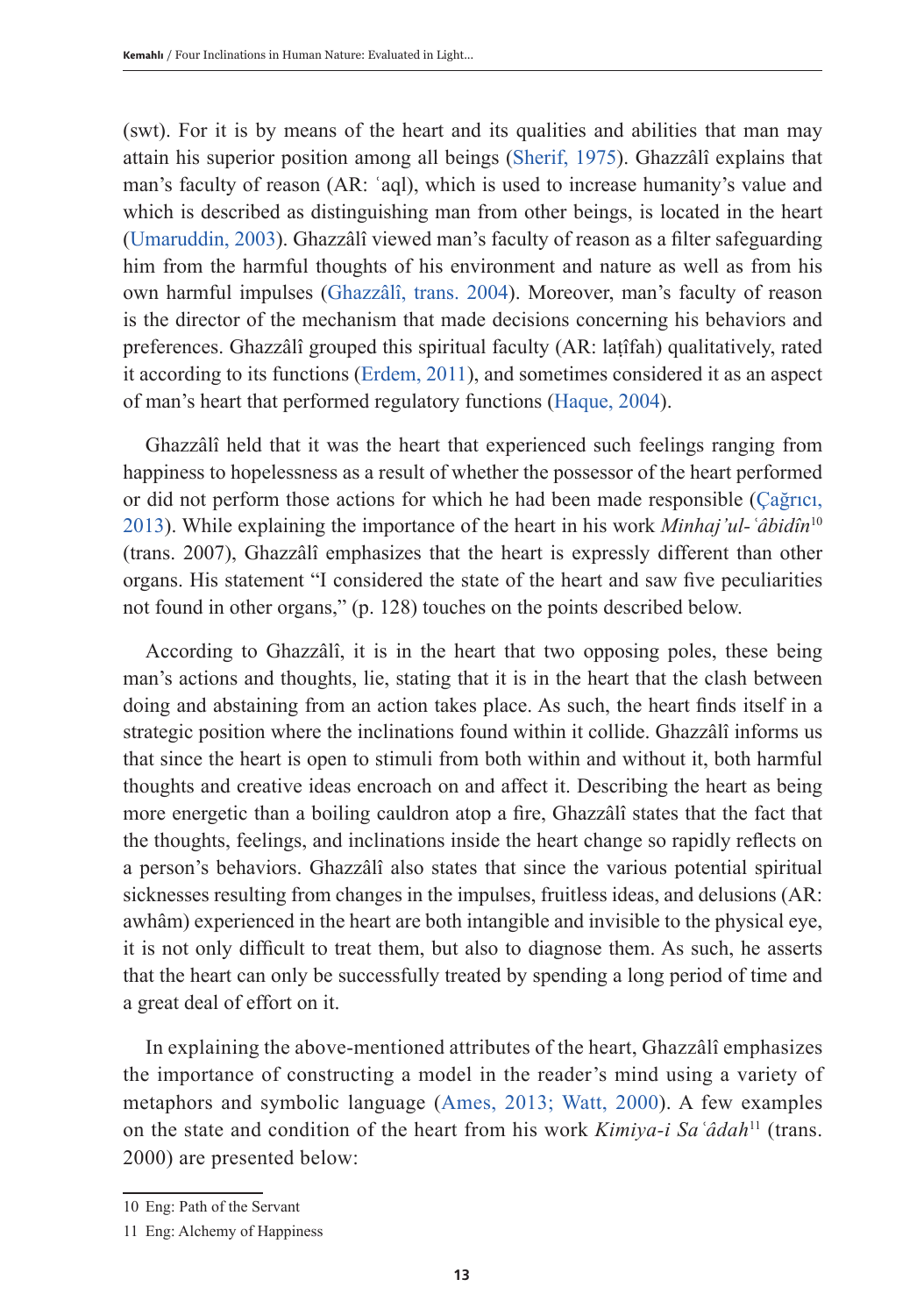(swt). For it is by means of the heart and its qualities and abilities that man may attain his superior position among all beings (Sherif, 1975). Ghazzâlî explains that man's faculty of reason (AR: ʿaql), which is used to increase humanity's value and which is described as distinguishing man from other beings, is located in the heart (Umaruddin, 2003). Ghazzâlî viewed man's faculty of reason as a filter safeguarding him from the harmful thoughts of his environment and nature as well as from his own harmful impulses (Ghazzâlî, trans. 2004). Moreover, man's faculty of reason is the director of the mechanism that made decisions concerning his behaviors and preferences. Ghazzâlî grouped this spiritual faculty (AR: laṭîfah) qualitatively, rated it according to its functions (Erdem, 2011), and sometimes considered it as an aspect of man's heart that performed regulatory functions (Haque, 2004).

Ghazzâlî held that it was the heart that experienced such feelings ranging from happiness to hopelessness as a result of whether the possessor of the heart performed or did not perform those actions for which he had been made responsible (Çağrıcı, 2013). While explaining the importance of the heart in his work *Minhaj'ul-ʿâbidîn*[10] (trans. 2007), Ghazzâlî emphasizes that the heart is expressly different than other organs. His statement "I considered the state of the heart and saw five peculiarities not found in other organs," (p. 128) touches on the points described below.

According to Ghazzâlî, it is in the heart that two opposing poles, these being man's actions and thoughts, lie, stating that it is in the heart that the clash between doing and abstaining from an action takes place. As such, the heart finds itself in a strategic position where the inclinations found within it collide. Ghazzâlî informs us that since the heart is open to stimuli from both within and without it, both harmful thoughts and creative ideas encroach on and affect it. Describing the heart as being more energetic than a boiling cauldron atop a fire, Ghazzâlî states that the fact that the thoughts, feelings, and inclinations inside the heart change so rapidly reflects on a person's behaviors. Ghazzâlî also states that since the various potential spiritual sicknesses resulting from changes in the impulses, fruitless ideas, and delusions (AR: awhâm) experienced in the heart are both intangible and invisible to the physical eye, it is not only difficult to treat them, but also to diagnose them. As such, he asserts that the heart can only be successfully treated by spending a long period of time and a great deal of effort on it.

In explaining the above-mentioned attributes of the heart, Ghazzâlî emphasizes the importance of constructing a model in the reader's mind using a variety of metaphors and symbolic language (Ames, 2013; Watt, 2000). A few examples on the state and condition of the heart from his work *Kimiya-i Saʿâdah*[11] (trans. 2000) are presented below:

---

10 Eng: Path of the Servant

11 Eng: Alchemy of Happiness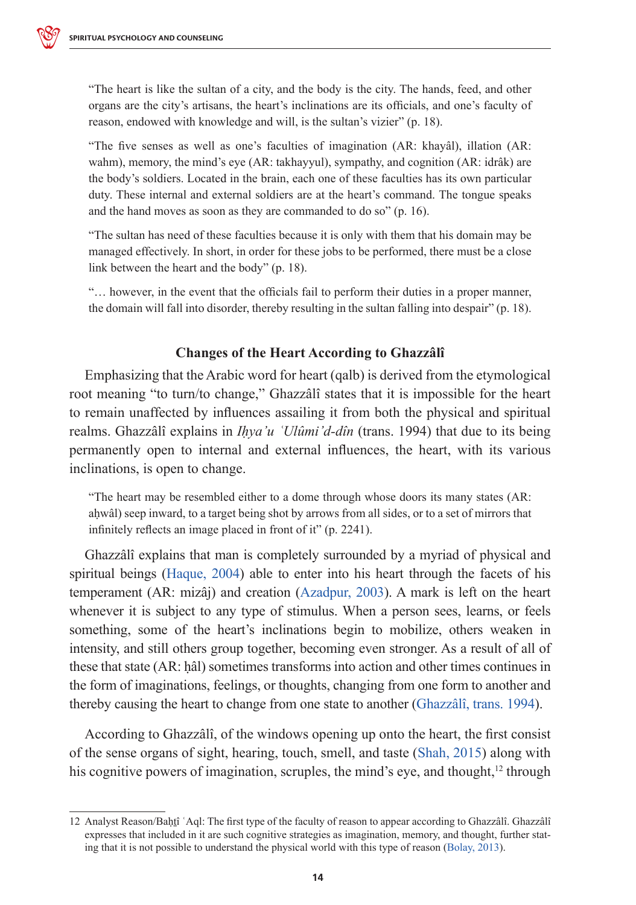> "The heart is like the sultan of a city, and the body is the city. The hands, feed, and other organs are the city's artisans, the heart's inclinations are its officials, and one's faculty of reason, endowed with knowledge and will, is the sultan's vizier" (p. 18).

> "The five senses as well as one's faculties of imagination (AR: khayâl), illation (AR: wahm), memory, the mind's eye (AR: takhayyul), sympathy, and cognition (AR: idrâk) are the body's soldiers. Located in the brain, each one of these faculties has its own particular duty. These internal and external soldiers are at the heart's command. The tongue speaks and the hand moves as soon as they are commanded to do so" (p. 16).

> "The sultan has need of these faculties because it is only with them that his domain may be managed effectively. In short, in order for these jobs to be performed, there must be a close link between the heart and the body" (p. 18).

> "… however, in the event that the officials fail to perform their duties in a proper manner, the domain will fall into disorder, thereby resulting in the sultan falling into despair" (p. 18).

### Changes of the Heart According to Ghazzâlî

Emphasizing that the Arabic word for heart (qalb) is derived from the etymological root meaning "to turn/to change," Ghazzâlî states that it is impossible for the heart to remain unaffected by influences assailing it from both the physical and spiritual realms. Ghazzâlî explains in *Iḥya'u ʿUlûmi'd-dîn* (trans. 1994) that due to its being permanently open to internal and external influences, the heart, with its various inclinations, is open to change.

> "The heart may be resembled either to a dome through whose doors its many states (AR: aḥwâl) seep inward, to a target being shot by arrows from all sides, or to a set of mirrors that infinitely reflects an image placed in front of it" (p. 2241).

Ghazzâlî explains that man is completely surrounded by a myriad of physical and spiritual beings (Haque, 2004) able to enter into his heart through the facets of his temperament (AR: mizâj) and creation (Azadpur, 2003). A mark is left on the heart whenever it is subject to any type of stimulus. When a person sees, learns, or feels something, some of the heart's inclinations begin to mobilize, others weaken in intensity, and still others group together, becoming even stronger. As a result of all of these that state (AR: ḥâl) sometimes transforms into action and other times continues in the form of imaginations, feelings, or thoughts, changing from one form to another and thereby causing the heart to change from one state to another (Ghazzâlî, trans. 1994).

According to Ghazzâlî, of the windows opening up onto the heart, the first consist of the sense organs of sight, hearing, touch, smell, and taste (Shah, 2015) along with his cognitive powers of imagination, scruples, the mind's eye, and thought,[12] through

---

12 Analyst Reason/Baḥṯî ʿAql: The first type of the faculty of reason to appear according to Ghazzâlî. Ghazzâlî expresses that included in it are such cognitive strategies as imagination, memory, and thought, further stating that it is not possible to understand the physical world with this type of reason (Bolay, 2013).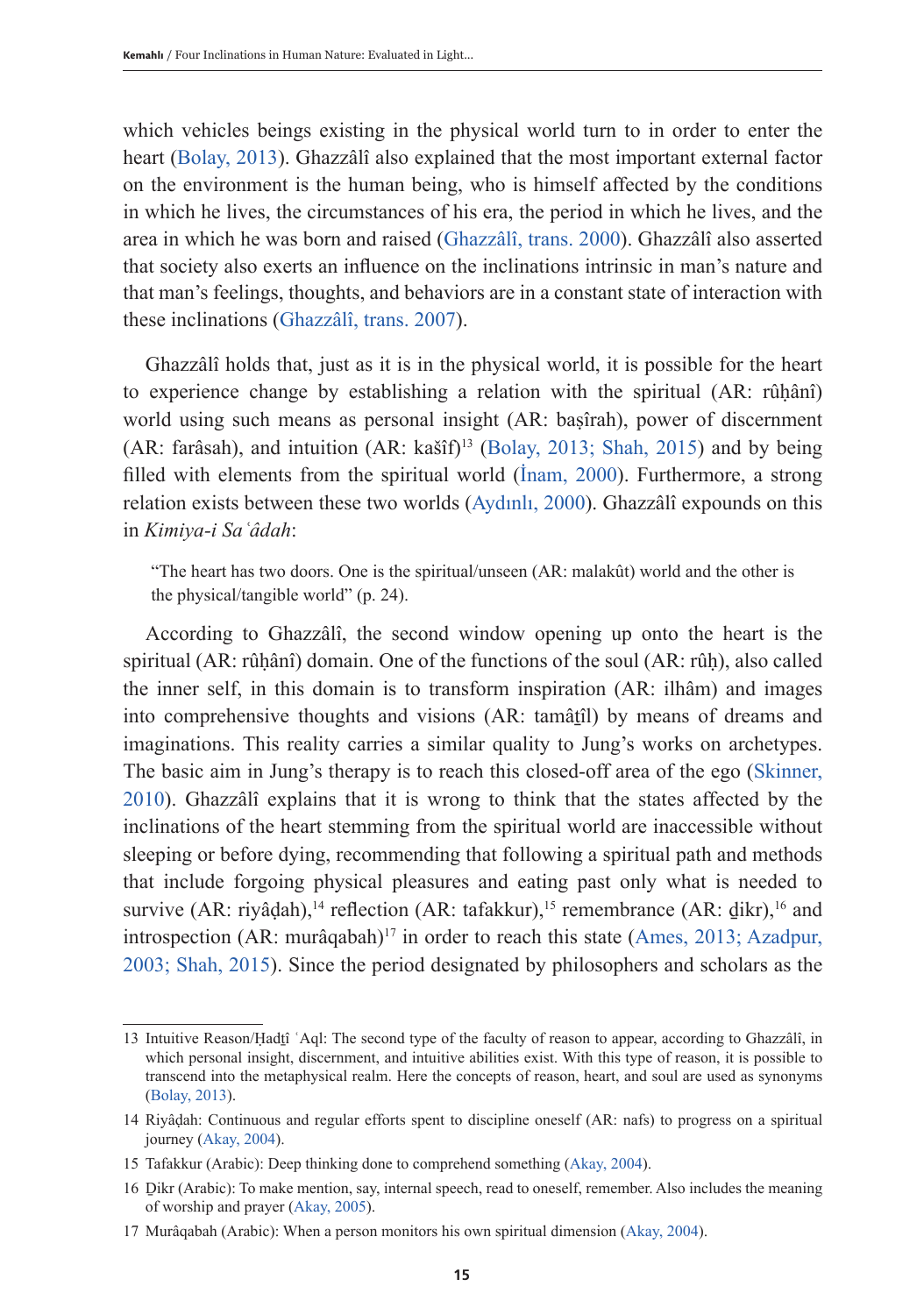which vehicles beings existing in the physical world turn to in order to enter the heart (Bolay, 2013). Ghazzâlî also explained that the most important external factor on the environment is the human being, who is himself affected by the conditions in which he lives, the circumstances of his era, the period in which he lives, and the area in which he was born and raised (Ghazzâlî, trans. 2000). Ghazzâlî also asserted that society also exerts an influence on the inclinations intrinsic in man's nature and that man's feelings, thoughts, and behaviors are in a constant state of interaction with these inclinations (Ghazzâlî, trans. 2007).

Ghazzâlî holds that, just as it is in the physical world, it is possible for the heart to experience change by establishing a relation with the spiritual (AR: rûḥânî) world using such means as personal insight (AR: baṣîrah), power of discernment (AR: farâsah), and intuition (AR: kašîf)[13] (Bolay, 2013; Shah, 2015) and by being filled with elements from the spiritual world (İnam, 2000). Furthermore, a strong relation exists between these two worlds (Aydınlı, 2000). Ghazzâlî expounds on this in *Kimiya-i Saʿâdah*:

> "The heart has two doors. One is the spiritual/unseen (AR: malakût) world and the other is the physical/tangible world" (p. 24).

According to Ghazzâlî, the second window opening up onto the heart is the spiritual (AR: rûḥânî) domain. One of the functions of the soul (AR: rûḥ), also called the inner self, in this domain is to transform inspiration (AR: ilhâm) and images into comprehensive thoughts and visions (AR: tamâṯîl) by means of dreams and imaginations. This reality carries a similar quality to Jung's works on archetypes. The basic aim in Jung's therapy is to reach this closed-off area of the ego (Skinner, 2010). Ghazzâlî explains that it is wrong to think that the states affected by the inclinations of the heart stemming from the spiritual world are inaccessible without sleeping or before dying, recommending that following a spiritual path and methods that include forgoing physical pleasures and eating past only what is needed to survive (AR: riyâḍah),[14] reflection (AR: tafakkur),[15] remembrance (AR: ḏikr),[16] and introspection (AR: murâqabah)[17] in order to reach this state (Ames, 2013; Azadpur, 2003; Shah, 2015). Since the period designated by philosophers and scholars as the

---

13 Intuitive Reason/Ḥadṯî ʿAql: The second type of the faculty of reason to appear, according to Ghazzâlî, in which personal insight, discernment, and intuitive abilities exist. With this type of reason, it is possible to transcend into the metaphysical realm. Here the concepts of reason, heart, and soul are used as synonyms (Bolay, 2013).

14 Riyâḍah: Continuous and regular efforts spent to discipline oneself (AR: nafs) to progress on a spiritual journey (Akay, 2004).

15 Tafakkur (Arabic): Deep thinking done to comprehend something (Akay, 2004).

16 Ḏikr (Arabic): To make mention, say, internal speech, read to oneself, remember. Also includes the meaning of worship and prayer (Akay, 2005).

17 Murâqabah (Arabic): When a person monitors his own spiritual dimension (Akay, 2004).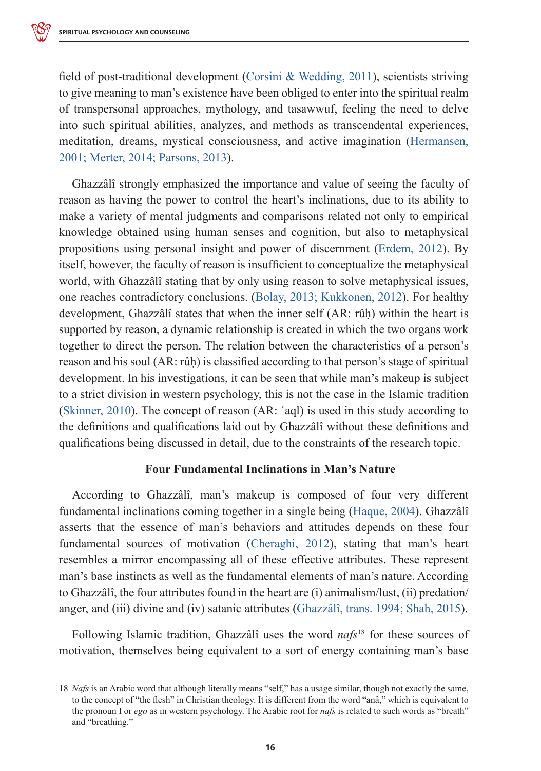field of post-traditional development (Corsini & Wedding, 2011), scientists striving to give meaning to man's existence have been obliged to enter into the spiritual realm of transpersonal approaches, mythology, and tasawwuf, feeling the need to delve into such spiritual abilities, analyzes, and methods as transcendental experiences, meditation, dreams, mystical consciousness, and active imagination (Hermansen, 2001; Merter, 2014; Parsons, 2013).

Ghazzâlî strongly emphasized the importance and value of seeing the faculty of reason as having the power to control the heart's inclinations, due to its ability to make a variety of mental judgments and comparisons related not only to empirical knowledge obtained using human senses and cognition, but also to metaphysical propositions using personal insight and power of discernment (Erdem, 2012). By itself, however, the faculty of reason is insufficient to conceptualize the metaphysical world, with Ghazzâlî stating that by only using reason to solve metaphysical issues, one reaches contradictory conclusions. (Bolay, 2013; Kukkonen, 2012). For healthy development, Ghazzâlî states that when the inner self (AR: rûḥ) within the heart is supported by reason, a dynamic relationship is created in which the two organs work together to direct the person. The relation between the characteristics of a person's reason and his soul (AR: rûḥ) is classified according to that person's stage of spiritual development. In his investigations, it can be seen that while man's makeup is subject to a strict division in western psychology, this is not the case in the Islamic tradition (Skinner, 2010). The concept of reason (AR: ʿaql) is used in this study according to the definitions and qualifications laid out by Ghazzâlî without these definitions and qualifications being discussed in detail, due to the constraints of the research topic.

## Four Fundamental Inclinations in Man's Nature

According to Ghazzâlî, man's makeup is composed of four very different fundamental inclinations coming together in a single being (Haque, 2004). Ghazzâlî asserts that the essence of man's behaviors and attitudes depends on these four fundamental sources of motivation (Cheraghi, 2012), stating that man's heart resembles a mirror encompassing all of these effective attributes. These represent man's base instincts as well as the fundamental elements of man's nature. According to Ghazzâlî, the four attributes found in the heart are (i) animalism/lust, (ii) predation/anger, and (iii) divine and (iv) satanic attributes (Ghazzâlî, trans. 1994; Shah, 2015).

Following Islamic tradition, Ghazzâlî uses the word *nafs*[18] for these sources of motivation, themselves being equivalent to a sort of energy containing man's base

---

18 *Nafs* is an Arabic word that although literally means "self," has a usage similar, though not exactly the same, to the concept of "the flesh" in Christian theology. It is different from the word "anâ," which is equivalent to the pronoun I or *ego* as in western psychology. The Arabic root for *nafs* is related to such words as "breath" and "breathing."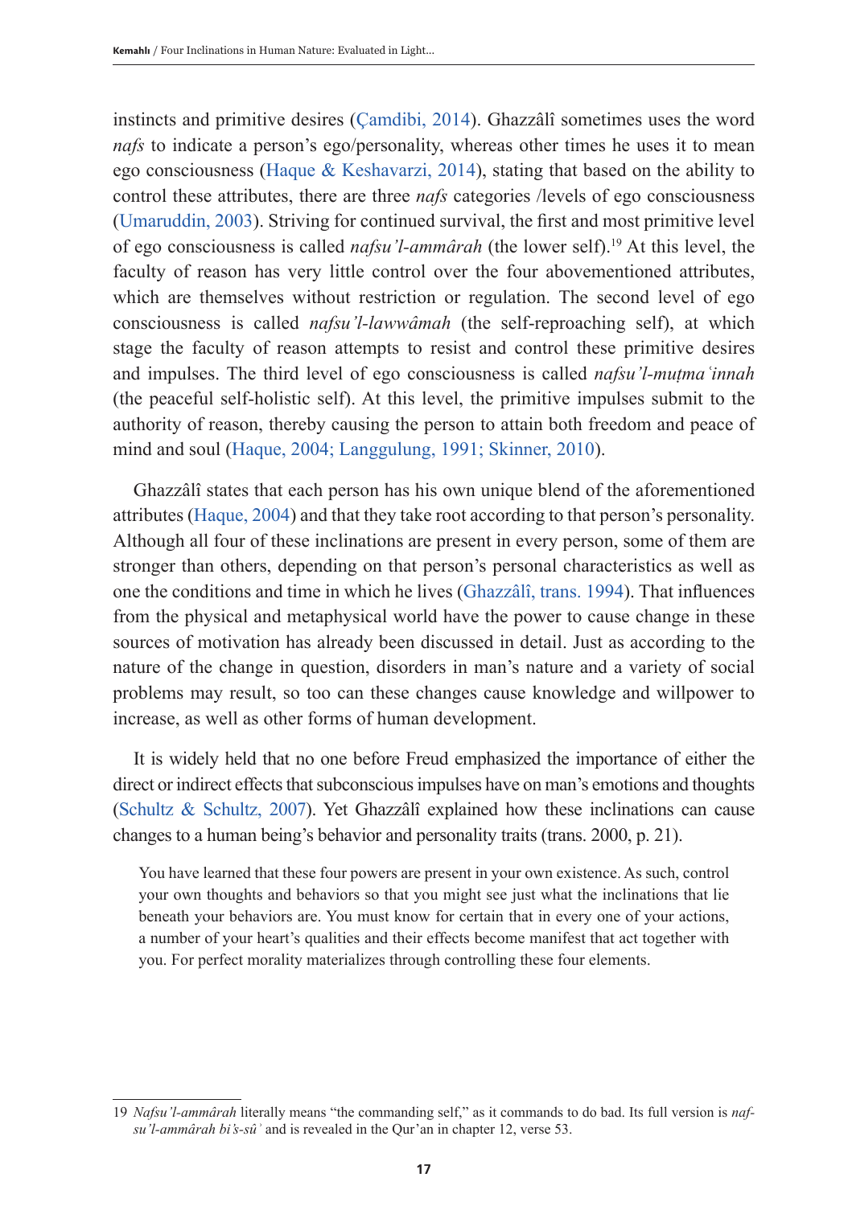instincts and primitive desires (Çamdibi, 2014). Ghazzâlî sometimes uses the word *nafs* to indicate a person's ego/personality, whereas other times he uses it to mean ego consciousness (Haque & Keshavarzi, 2014), stating that based on the ability to control these attributes, there are three *nafs* categories /levels of ego consciousness (Umaruddin, 2003). Striving for continued survival, the first and most primitive level of ego consciousness is called *nafsu'l-ammârah* (the lower self).[19] At this level, the faculty of reason has very little control over the four abovementioned attributes, which are themselves without restriction or regulation. The second level of ego consciousness is called *nafsu'l-lawwâmah* (the self-reproaching self), at which stage the faculty of reason attempts to resist and control these primitive desires and impulses. The third level of ego consciousness is called *nafsu'l-muṭmaʿinnah* (the peaceful self-holistic self). At this level, the primitive impulses submit to the authority of reason, thereby causing the person to attain both freedom and peace of mind and soul (Haque, 2004; Langgulung, 1991; Skinner, 2010).

Ghazzâlî states that each person has his own unique blend of the aforementioned attributes (Haque, 2004) and that they take root according to that person's personality. Although all four of these inclinations are present in every person, some of them are stronger than others, depending on that person's personal characteristics as well as one the conditions and time in which he lives (Ghazzâlî, trans. 1994). That influences from the physical and metaphysical world have the power to cause change in these sources of motivation has already been discussed in detail. Just as according to the nature of the change in question, disorders in man's nature and a variety of social problems may result, so too can these changes cause knowledge and willpower to increase, as well as other forms of human development.

It is widely held that no one before Freud emphasized the importance of either the direct or indirect effects that subconscious impulses have on man's emotions and thoughts (Schultz & Schultz, 2007). Yet Ghazzâlî explained how these inclinations can cause changes to a human being's behavior and personality traits (trans. 2000, p. 21).

> You have learned that these four powers are present in your own existence. As such, control your own thoughts and behaviors so that you might see just what the inclinations that lie beneath your behaviors are. You must know for certain that in every one of your actions, a number of your heart's qualities and their effects become manifest that act together with you. For perfect morality materializes through controlling these four elements.

---

19 *Nafsu'l-ammârah* literally means "the commanding self," as it commands to do bad. Its full version is *nafsu'l-ammârah bi's-sûʾ* and is revealed in the Qur'an in chapter 12, verse 53.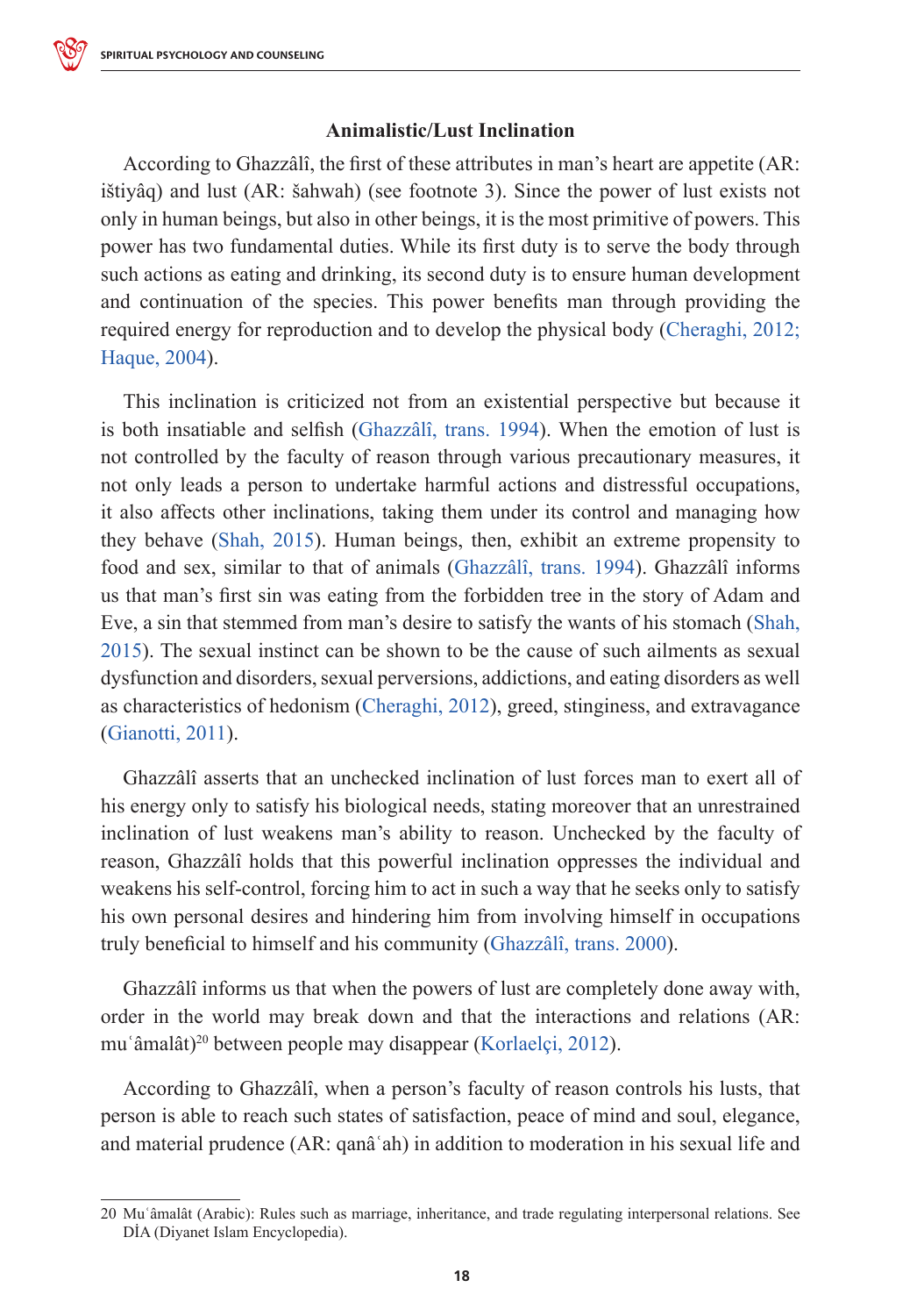### Animalistic/Lust Inclination

According to Ghazzâlî, the first of these attributes in man's heart are appetite (AR: ištiyâq) and lust (AR: šahwah) (see footnote 3). Since the power of lust exists not only in human beings, but also in other beings, it is the most primitive of powers. This power has two fundamental duties. While its first duty is to serve the body through such actions as eating and drinking, its second duty is to ensure human development and continuation of the species. This power benefits man through providing the required energy for reproduction and to develop the physical body (Cheraghi, 2012; Haque, 2004).

This inclination is criticized not from an existential perspective but because it is both insatiable and selfish (Ghazzâlî, trans. 1994). When the emotion of lust is not controlled by the faculty of reason through various precautionary measures, it not only leads a person to undertake harmful actions and distressful occupations, it also affects other inclinations, taking them under its control and managing how they behave (Shah, 2015). Human beings, then, exhibit an extreme propensity to food and sex, similar to that of animals (Ghazzâlî, trans. 1994). Ghazzâlî informs us that man's first sin was eating from the forbidden tree in the story of Adam and Eve, a sin that stemmed from man's desire to satisfy the wants of his stomach (Shah, 2015). The sexual instinct can be shown to be the cause of such ailments as sexual dysfunction and disorders, sexual perversions, addictions, and eating disorders as well as characteristics of hedonism (Cheraghi, 2012), greed, stinginess, and extravagance (Gianotti, 2011).

Ghazzâlî asserts that an unchecked inclination of lust forces man to exert all of his energy only to satisfy his biological needs, stating moreover that an unrestrained inclination of lust weakens man's ability to reason. Unchecked by the faculty of reason, Ghazzâlî holds that this powerful inclination oppresses the individual and weakens his self-control, forcing him to act in such a way that he seeks only to satisfy his own personal desires and hindering him from involving himself in occupations truly beneficial to himself and his community (Ghazzâlî, trans. 2000).

Ghazzâlî informs us that when the powers of lust are completely done away with, order in the world may break down and that the interactions and relations (AR: muʿâmalât)[20] between people may disappear (Korlaelçi, 2012).

According to Ghazzâlî, when a person's faculty of reason controls his lusts, that person is able to reach such states of satisfaction, peace of mind and soul, elegance, and material prudence (AR: qanâʿah) in addition to moderation in his sexual life and

---

20 Muʿâmalât (Arabic): Rules such as marriage, inheritance, and trade regulating interpersonal relations. See DİA (Diyanet Islam Encyclopedia).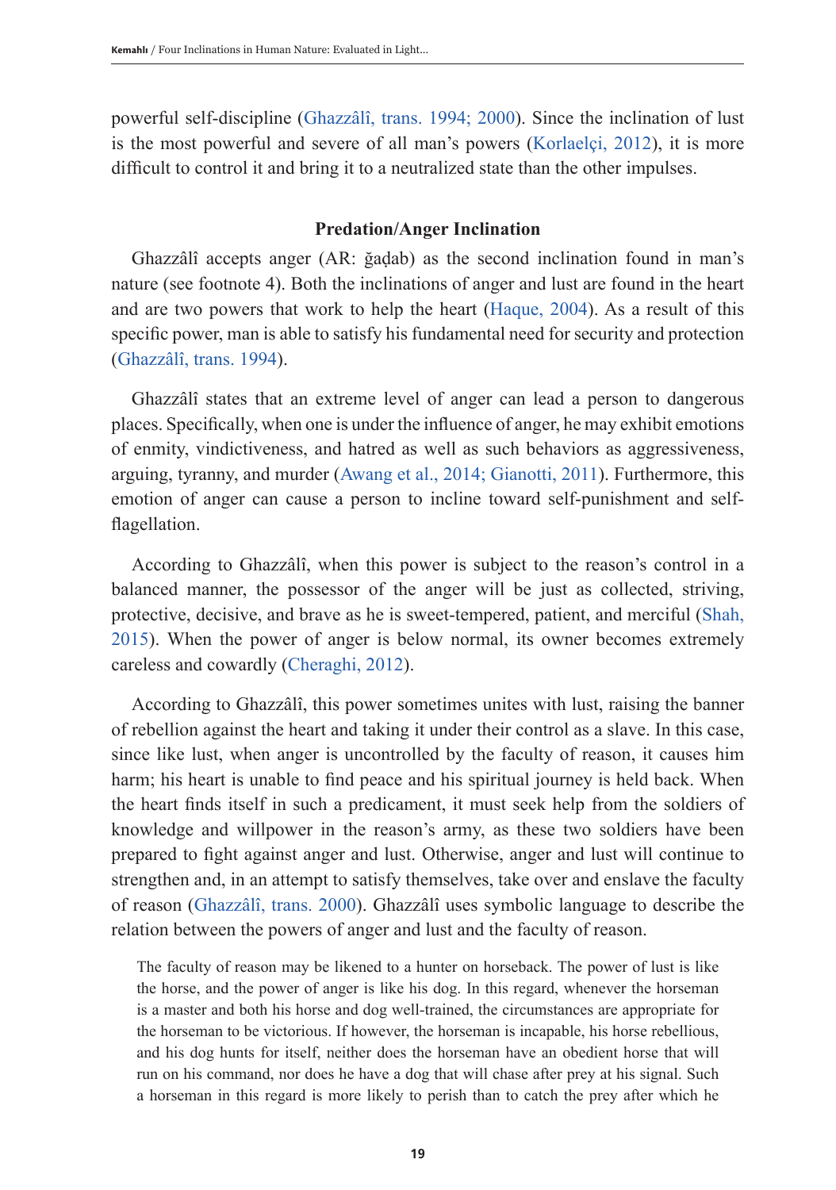powerful self-discipline (Ghazzâlî, trans. 1994; 2000). Since the inclination of lust is the most powerful and severe of all man's powers (Korlaelçi, 2012), it is more difficult to control it and bring it to a neutralized state than the other impulses.

### Predation/Anger Inclination

Ghazzâlî accepts anger (AR: ğaḍab) as the second inclination found in man's nature (see footnote 4). Both the inclinations of anger and lust are found in the heart and are two powers that work to help the heart (Haque, 2004). As a result of this specific power, man is able to satisfy his fundamental need for security and protection (Ghazzâlî, trans. 1994).

Ghazzâlî states that an extreme level of anger can lead a person to dangerous places. Specifically, when one is under the influence of anger, he may exhibit emotions of enmity, vindictiveness, and hatred as well as such behaviors as aggressiveness, arguing, tyranny, and murder (Awang et al., 2014; Gianotti, 2011). Furthermore, this emotion of anger can cause a person to incline toward self-punishment and self-flagellation.

According to Ghazzâlî, when this power is subject to the reason's control in a balanced manner, the possessor of the anger will be just as collected, striving, protective, decisive, and brave as he is sweet-tempered, patient, and merciful (Shah, 2015). When the power of anger is below normal, its owner becomes extremely careless and cowardly (Cheraghi, 2012).

According to Ghazzâlî, this power sometimes unites with lust, raising the banner of rebellion against the heart and taking it under their control as a slave. In this case, since like lust, when anger is uncontrolled by the faculty of reason, it causes him harm; his heart is unable to find peace and his spiritual journey is held back. When the heart finds itself in such a predicament, it must seek help from the soldiers of knowledge and willpower in the reason's army, as these two soldiers have been prepared to fight against anger and lust. Otherwise, anger and lust will continue to strengthen and, in an attempt to satisfy themselves, take over and enslave the faculty of reason (Ghazzâlî, trans. 2000). Ghazzâlî uses symbolic language to describe the relation between the powers of anger and lust and the faculty of reason.

> The faculty of reason may be likened to a hunter on horseback. The power of lust is like the horse, and the power of anger is like his dog. In this regard, whenever the horseman is a master and both his horse and dog well-trained, the circumstances are appropriate for the horseman to be victorious. If however, the horseman is incapable, his horse rebellious, and his dog hunts for itself, neither does the horseman have an obedient horse that will run on his command, nor does he have a dog that will chase after prey at his signal. Such a horseman in this regard is more likely to perish than to catch the prey after which he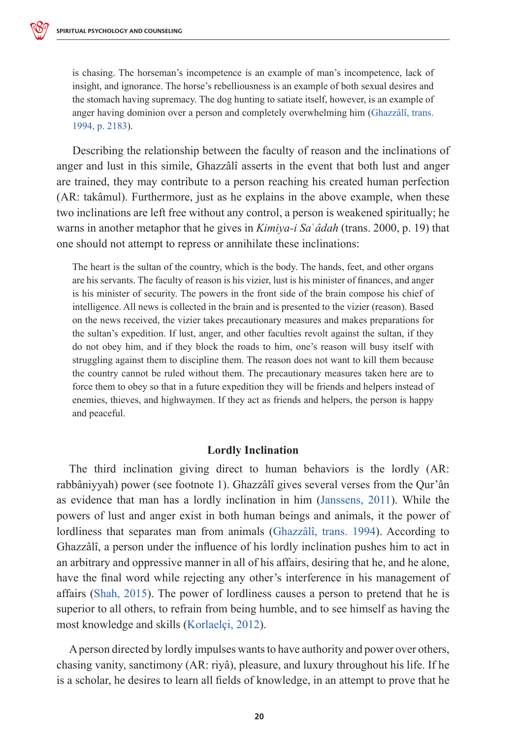> is chasing. The horseman's incompetence is an example of man's incompetence, lack of insight, and ignorance. The horse's rebelliousness is an example of both sexual desires and the stomach having supremacy. The dog hunting to satiate itself, however, is an example of anger having dominion over a person and completely overwhelming him (Ghazzâlî, trans. 1994, p. 2183).

Describing the relationship between the faculty of reason and the inclinations of anger and lust in this simile, Ghazzâlî asserts in the event that both lust and anger are trained, they may contribute to a person reaching his created human perfection (AR: takâmul). Furthermore, just as he explains in the above example, when these two inclinations are left free without any control, a person is weakened spiritually; he warns in another metaphor that he gives in *Kimiya-i Saʿâdah* (trans. 2000, p. 19) that one should not attempt to repress or annihilate these inclinations:

> The heart is the sultan of the country, which is the body. The hands, feet, and other organs are his servants. The faculty of reason is his vizier, lust is his minister of finances, and anger is his minister of security. The powers in the front side of the brain compose his chief of intelligence. All news is collected in the brain and is presented to the vizier (reason). Based on the news received, the vizier takes precautionary measures and makes preparations for the sultan's expedition. If lust, anger, and other faculties revolt against the sultan, if they do not obey him, and if they block the roads to him, one's reason will busy itself with struggling against them to discipline them. The reason does not want to kill them because the country cannot be ruled without them. The precautionary measures taken here are to force them to obey so that in a future expedition they will be friends and helpers instead of enemies, thieves, and highwaymen. If they act as friends and helpers, the person is happy and peaceful.

### Lordly Inclination

The third inclination giving direct to human behaviors is the lordly (AR: rabbâniyyah) power (see footnote 1). Ghazzâlî gives several verses from the Qur'ân as evidence that man has a lordly inclination in him (Janssens, 2011). While the powers of lust and anger exist in both human beings and animals, it the power of lordliness that separates man from animals (Ghazzâlî, trans. 1994). According to Ghazzâlî, a person under the influence of his lordly inclination pushes him to act in an arbitrary and oppressive manner in all of his affairs, desiring that he, and he alone, have the final word while rejecting any other's interference in his management of affairs (Shah, 2015). The power of lordliness causes a person to pretend that he is superior to all others, to refrain from being humble, and to see himself as having the most knowledge and skills (Korlaelçi, 2012).

A person directed by lordly impulses wants to have authority and power over others, chasing vanity, sanctimony (AR: riyâ), pleasure, and luxury throughout his life. If he is a scholar, he desires to learn all fields of knowledge, in an attempt to prove that he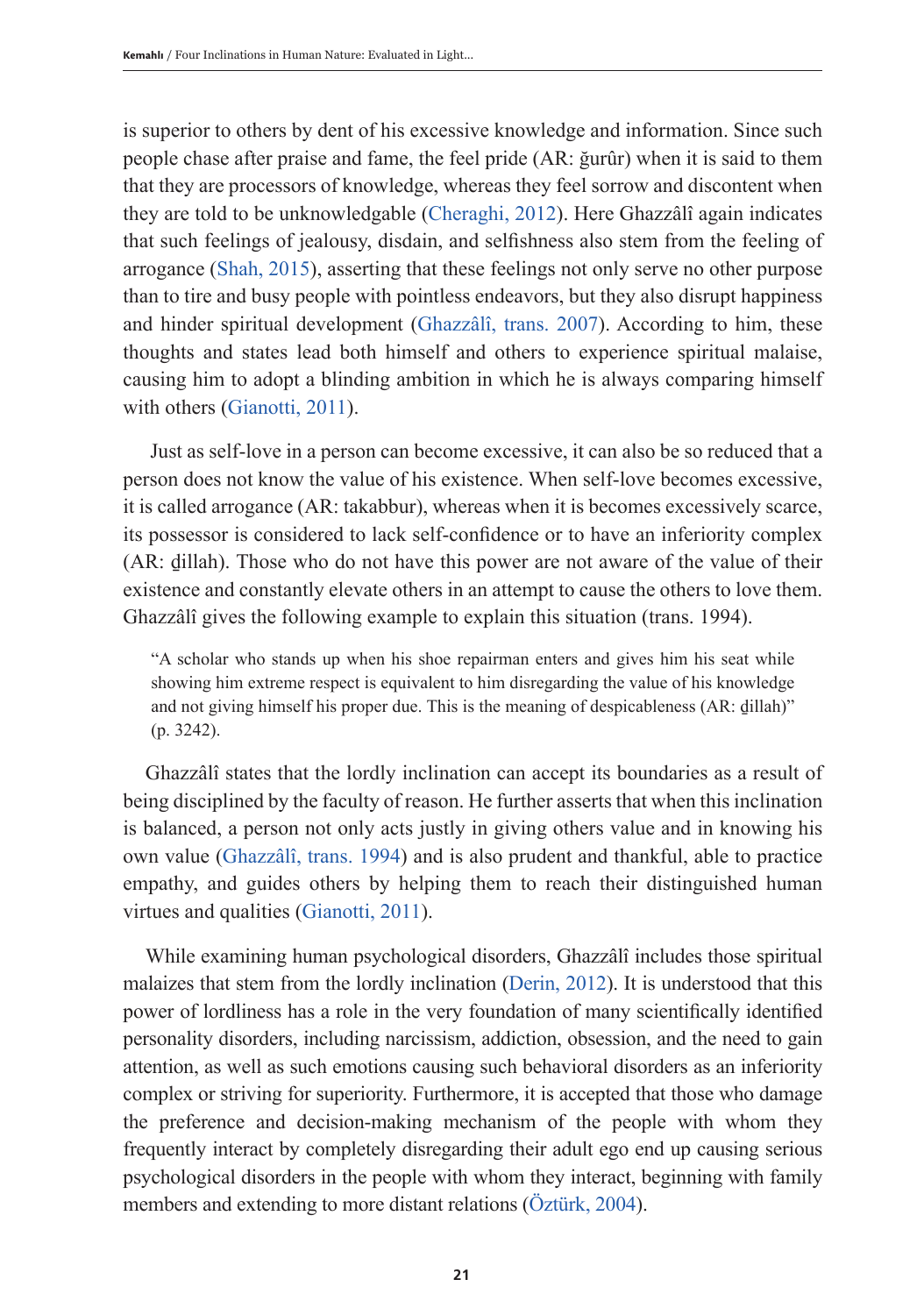is superior to others by dent of his excessive knowledge and information. Since such people chase after praise and fame, the feel pride (AR: ğurûr) when it is said to them that they are processors of knowledge, whereas they feel sorrow and discontent when they are told to be unknowledgable (Cheraghi, 2012). Here Ghazzâlî again indicates that such feelings of jealousy, disdain, and selfishness also stem from the feeling of arrogance (Shah, 2015), asserting that these feelings not only serve no other purpose than to tire and busy people with pointless endeavors, but they also disrupt happiness and hinder spiritual development (Ghazzâlî, trans. 2007). According to him, these thoughts and states lead both himself and others to experience spiritual malaise, causing him to adopt a blinding ambition in which he is always comparing himself with others (Gianotti, 2011).

Just as self-love in a person can become excessive, it can also be so reduced that a person does not know the value of his existence. When self-love becomes excessive, it is called arrogance (AR: takabbur), whereas when it is becomes excessively scarce, its possessor is considered to lack self-confidence or to have an inferiority complex (AR: d̲illah). Those who do not have this power are not aware of the value of their existence and constantly elevate others in an attempt to cause the others to love them. Ghazzâlî gives the following example to explain this situation (trans. 1994).

> "A scholar who stands up when his shoe repairman enters and gives him his seat while showing him extreme respect is equivalent to him disregarding the value of his knowledge and not giving himself his proper due. This is the meaning of despicableness (AR: d̲illah)" (p. 3242).

Ghazzâlî states that the lordly inclination can accept its boundaries as a result of being disciplined by the faculty of reason. He further asserts that when this inclination is balanced, a person not only acts justly in giving others value and in knowing his own value (Ghazzâlî, trans. 1994) and is also prudent and thankful, able to practice empathy, and guides others by helping them to reach their distinguished human virtues and qualities (Gianotti, 2011).

While examining human psychological disorders, Ghazzâlî includes those spiritual malaizes that stem from the lordly inclination (Derin, 2012). It is understood that this power of lordliness has a role in the very foundation of many scientifically identified personality disorders, including narcissism, addiction, obsession, and the need to gain attention, as well as such emotions causing such behavioral disorders as an inferiority complex or striving for superiority. Furthermore, it is accepted that those who damage the preference and decision-making mechanism of the people with whom they frequently interact by completely disregarding their adult ego end up causing serious psychological disorders in the people with whom they interact, beginning with family members and extending to more distant relations (Öztürk, 2004).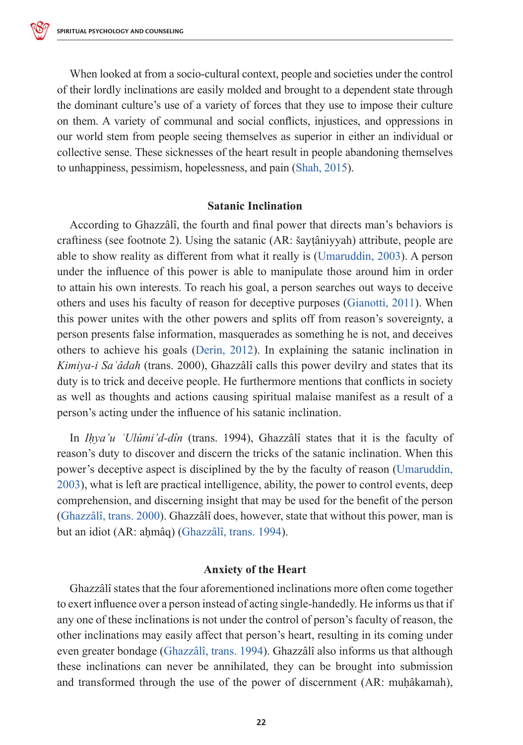When looked at from a socio-cultural context, people and societies under the control of their lordly inclinations are easily molded and brought to a dependent state through the dominant culture's use of a variety of forces that they use to impose their culture on them. A variety of communal and social conflicts, injustices, and oppressions in our world stem from people seeing themselves as superior in either an individual or collective sense. These sicknesses of the heart result in people abandoning themselves to unhappiness, pessimism, hopelessness, and pain (Shah, 2015).

### Satanic Inclination

According to Ghazzâlî, the fourth and final power that directs man's behaviors is craftiness (see footnote 2). Using the satanic (AR: šayţâniyyah) attribute, people are able to show reality as different from what it really is (Umaruddin, 2003). A person under the influence of this power is able to manipulate those around him in order to attain his own interests. To reach his goal, a person searches out ways to deceive others and uses his faculty of reason for deceptive purposes (Gianotti, 2011). When this power unites with the other powers and splits off from reason's sovereignty, a person presents false information, masquerades as something he is not, and deceives others to achieve his goals (Derin, 2012). In explaining the satanic inclination in *Kimiya-i Saʿâdah* (trans. 2000), Ghazzâlî calls this power devilry and states that its duty is to trick and deceive people. He furthermore mentions that conflicts in society as well as thoughts and actions causing spiritual malaise manifest as a result of a person's acting under the influence of his satanic inclination.

In *Iḥya'u ʿUlûmi'd-dîn* (trans. 1994), Ghazzâlî states that it is the faculty of reason's duty to discover and discern the tricks of the satanic inclination. When this power's deceptive aspect is disciplined by the by the faculty of reason (Umaruddin, 2003), what is left are practical intelligence, ability, the power to control events, deep comprehension, and discerning insight that may be used for the benefit of the person (Ghazzâlî, trans. 2000). Ghazzâlî does, however, state that without this power, man is but an idiot (AR: aḥmâq) (Ghazzâlî, trans. 1994).

### Anxiety of the Heart

Ghazzâlî states that the four aforementioned inclinations more often come together to exert influence over a person instead of acting single-handedly. He informs us that if any one of these inclinations is not under the control of person's faculty of reason, the other inclinations may easily affect that person's heart, resulting in its coming under even greater bondage (Ghazzâlî, trans. 1994). Ghazzâlî also informs us that although these inclinations can never be annihilated, they can be brought into submission and transformed through the use of the power of discernment (AR: muḥâkamah),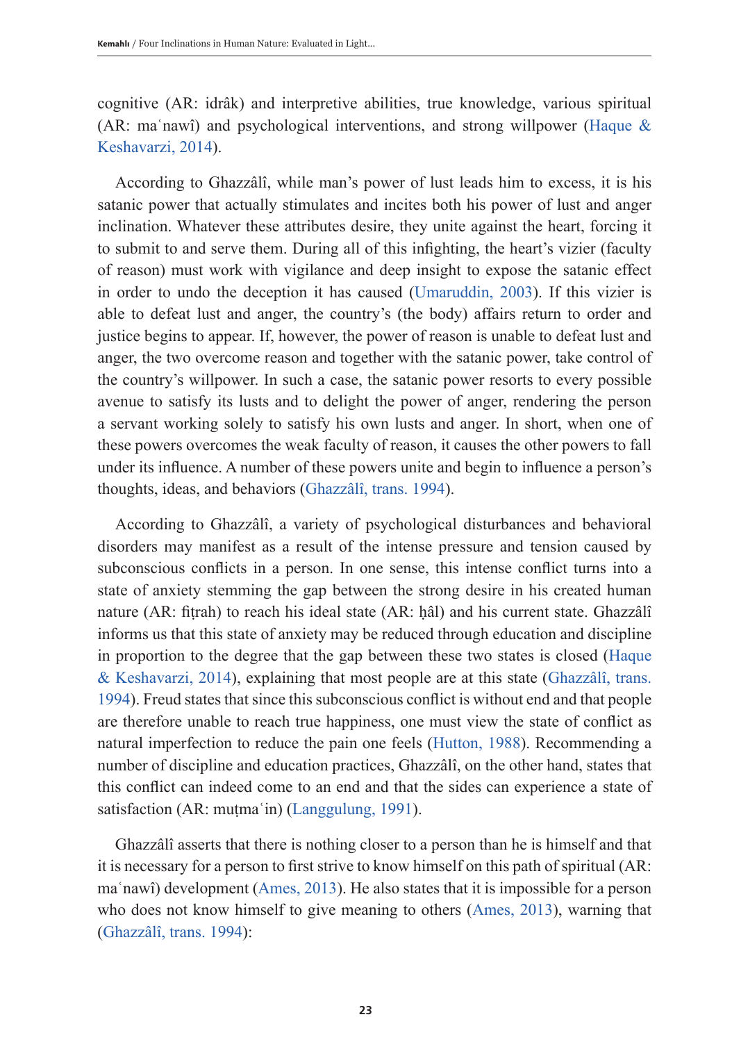cognitive (AR: idrâk) and interpretive abilities, true knowledge, various spiritual (AR: maʿnawî) and psychological interventions, and strong willpower (Haque & Keshavarzi, 2014).

According to Ghazzâlî, while man's power of lust leads him to excess, it is his satanic power that actually stimulates and incites both his power of lust and anger inclination. Whatever these attributes desire, they unite against the heart, forcing it to submit to and serve them. During all of this infighting, the heart's vizier (faculty of reason) must work with vigilance and deep insight to expose the satanic effect in order to undo the deception it has caused (Umaruddin, 2003). If this vizier is able to defeat lust and anger, the country's (the body) affairs return to order and justice begins to appear. If, however, the power of reason is unable to defeat lust and anger, the two overcome reason and together with the satanic power, take control of the country's willpower. In such a case, the satanic power resorts to every possible avenue to satisfy its lusts and to delight the power of anger, rendering the person a servant working solely to satisfy his own lusts and anger. In short, when one of these powers overcomes the weak faculty of reason, it causes the other powers to fall under its influence. A number of these powers unite and begin to influence a person's thoughts, ideas, and behaviors (Ghazzâlî, trans. 1994).

According to Ghazzâlî, a variety of psychological disturbances and behavioral disorders may manifest as a result of the intense pressure and tension caused by subconscious conflicts in a person. In one sense, this intense conflict turns into a state of anxiety stemming the gap between the strong desire in his created human nature (AR: fiṭrah) to reach his ideal state (AR: ḥâl) and his current state. Ghazzâlî informs us that this state of anxiety may be reduced through education and discipline in proportion to the degree that the gap between these two states is closed (Haque & Keshavarzi, 2014), explaining that most people are at this state (Ghazzâlî, trans. 1994). Freud states that since this subconscious conflict is without end and that people are therefore unable to reach true happiness, one must view the state of conflict as natural imperfection to reduce the pain one feels (Hutton, 1988). Recommending a number of discipline and education practices, Ghazzâlî, on the other hand, states that this conflict can indeed come to an end and that the sides can experience a state of satisfaction (AR: muṭmaʿin) (Langgulung, 1991).

Ghazzâlî asserts that there is nothing closer to a person than he is himself and that it is necessary for a person to first strive to know himself on this path of spiritual (AR: maʿnawî) development (Ames, 2013). He also states that it is impossible for a person who does not know himself to give meaning to others (Ames, 2013), warning that (Ghazzâlî, trans. 1994):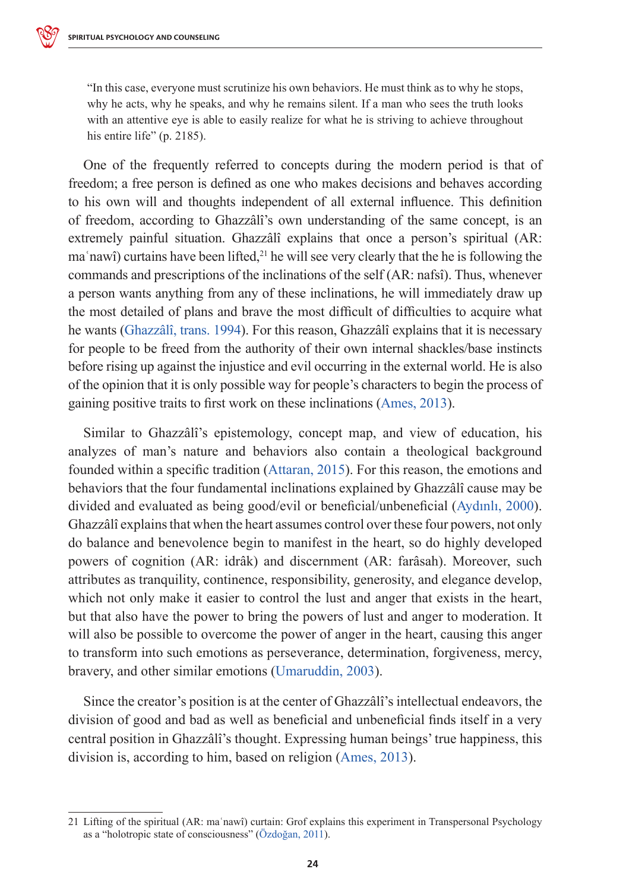> "In this case, everyone must scrutinize his own behaviors. He must think as to why he stops, why he acts, why he speaks, and why he remains silent. If a man who sees the truth looks with an attentive eye is able to easily realize for what he is striving to achieve throughout his entire life" (p. 2185).

One of the frequently referred to concepts during the modern period is that of freedom; a free person is defined as one who makes decisions and behaves according to his own will and thoughts independent of all external influence. This definition of freedom, according to Ghazzâlî's own understanding of the same concept, is an extremely painful situation. Ghazzâlî explains that once a person's spiritual (AR: maʿnawî) curtains have been lifted,[21] he will see very clearly that the he is following the commands and prescriptions of the inclinations of the self (AR: nafsî). Thus, whenever a person wants anything from any of these inclinations, he will immediately draw up the most detailed of plans and brave the most difficult of difficulties to acquire what he wants (Ghazzâlî, trans. 1994). For this reason, Ghazzâlî explains that it is necessary for people to be freed from the authority of their own internal shackles/base instincts before rising up against the injustice and evil occurring in the external world. He is also of the opinion that it is only possible way for people's characters to begin the process of gaining positive traits to first work on these inclinations (Ames, 2013).

Similar to Ghazzâlî's epistemology, concept map, and view of education, his analyzes of man's nature and behaviors also contain a theological background founded within a specific tradition (Attaran, 2015). For this reason, the emotions and behaviors that the four fundamental inclinations explained by Ghazzâlî cause may be divided and evaluated as being good/evil or beneficial/unbeneficial (Aydınlı, 2000). Ghazzâlî explains that when the heart assumes control over these four powers, not only do balance and benevolence begin to manifest in the heart, so do highly developed powers of cognition (AR: idrâk) and discernment (AR: farâsah). Moreover, such attributes as tranquility, continence, responsibility, generosity, and elegance develop, which not only make it easier to control the lust and anger that exists in the heart, but that also have the power to bring the powers of lust and anger to moderation. It will also be possible to overcome the power of anger in the heart, causing this anger to transform into such emotions as perseverance, determination, forgiveness, mercy, bravery, and other similar emotions (Umaruddin, 2003).

Since the creator's position is at the center of Ghazzâlî's intellectual endeavors, the division of good and bad as well as beneficial and unbeneficial finds itself in a very central position in Ghazzâlî's thought. Expressing human beings' true happiness, this division is, according to him, based on religion (Ames, 2013).

---

21 Lifting of the spiritual (AR: maʿnawî) curtain: Grof explains this experiment in Transpersonal Psychology as a "holotropic state of consciousness" (Özdoğan, 2011).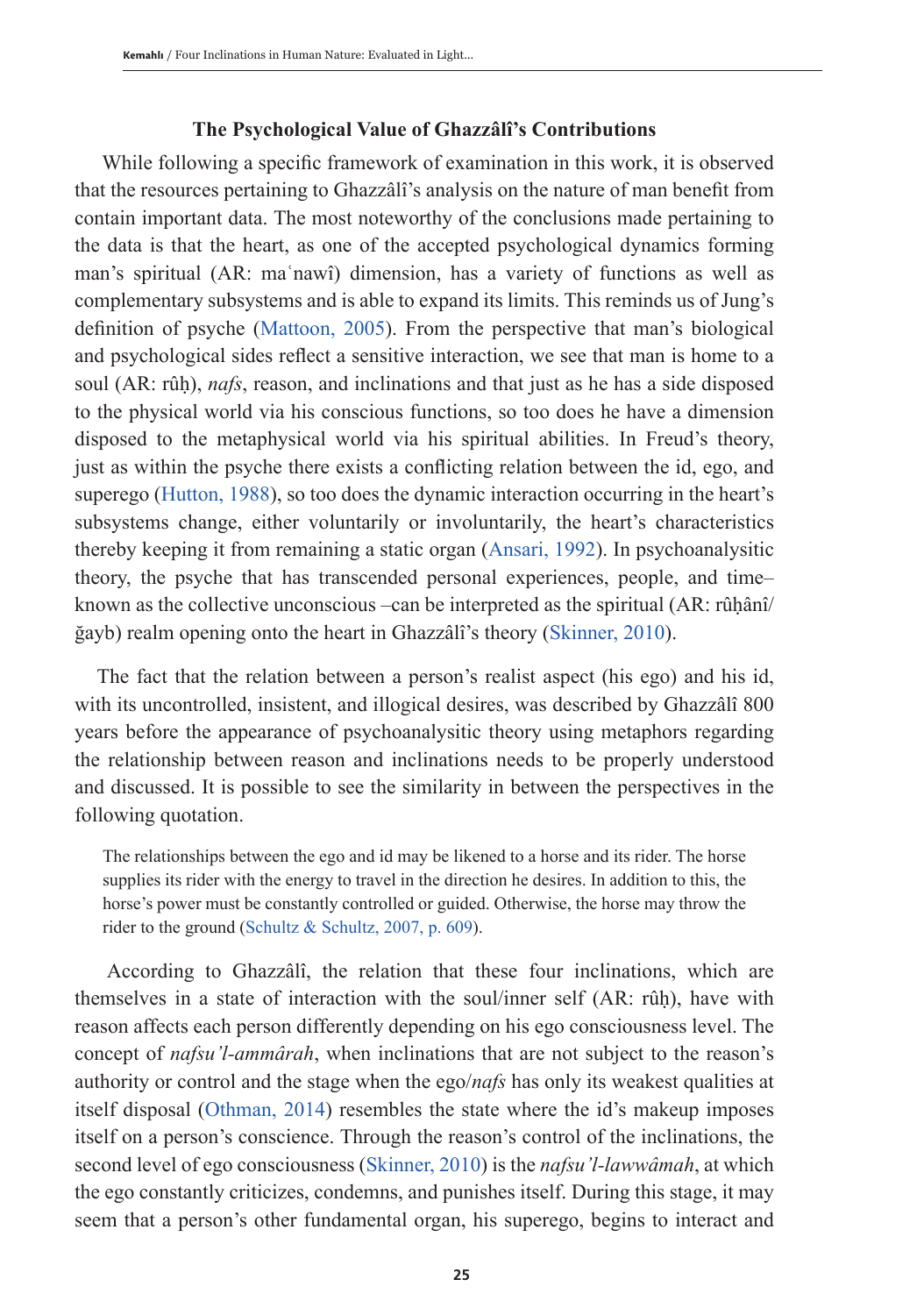### The Psychological Value of Ghazzâlî's Contributions

While following a specific framework of examination in this work, it is observed that the resources pertaining to Ghazzâlî's analysis on the nature of man benefit from contain important data. The most noteworthy of the conclusions made pertaining to the data is that the heart, as one of the accepted psychological dynamics forming man's spiritual (AR: maʿnawî) dimension, has a variety of functions as well as complementary subsystems and is able to expand its limits. This reminds us of Jung's definition of psyche (Mattoon, 2005). From the perspective that man's biological and psychological sides reflect a sensitive interaction, we see that man is home to a soul (AR: rûḥ), *nafs*, reason, and inclinations and that just as he has a side disposed to the physical world via his conscious functions, so too does he have a dimension disposed to the metaphysical world via his spiritual abilities. In Freud's theory, just as within the psyche there exists a conflicting relation between the id, ego, and superego (Hutton, 1988), so too does the dynamic interaction occurring in the heart's subsystems change, either voluntarily or involuntarily, the heart's characteristics thereby keeping it from remaining a static organ (Ansari, 1992). In psychoanalysitic theory, the psyche that has transcended personal experiences, people, and time–known as the collective unconscious –can be interpreted as the spiritual (AR: rûḥânî/ ğayb) realm opening onto the heart in Ghazzâlî's theory (Skinner, 2010).

The fact that the relation between a person's realist aspect (his ego) and his id, with its uncontrolled, insistent, and illogical desires, was described by Ghazzâlî 800 years before the appearance of psychoanalysitic theory using metaphors regarding the relationship between reason and inclinations needs to be properly understood and discussed. It is possible to see the similarity in between the perspectives in the following quotation.

> The relationships between the ego and id may be likened to a horse and its rider. The horse supplies its rider with the energy to travel in the direction he desires. In addition to this, the horse's power must be constantly controlled or guided. Otherwise, the horse may throw the rider to the ground (Schultz & Schultz, 2007, p. 609).

According to Ghazzâlî, the relation that these four inclinations, which are themselves in a state of interaction with the soul/inner self (AR: rûḥ), have with reason affects each person differently depending on his ego consciousness level. The concept of *nafsu'l-ammârah*, when inclinations that are not subject to the reason's authority or control and the stage when the ego/*nafs* has only its weakest qualities at itself disposal (Othman, 2014) resembles the state where the id's makeup imposes itself on a person's conscience. Through the reason's control of the inclinations, the second level of ego consciousness (Skinner, 2010) is the *nafsu'l-lawwâmah*, at which the ego constantly criticizes, condemns, and punishes itself. During this stage, it may seem that a person's other fundamental organ, his superego, begins to interact and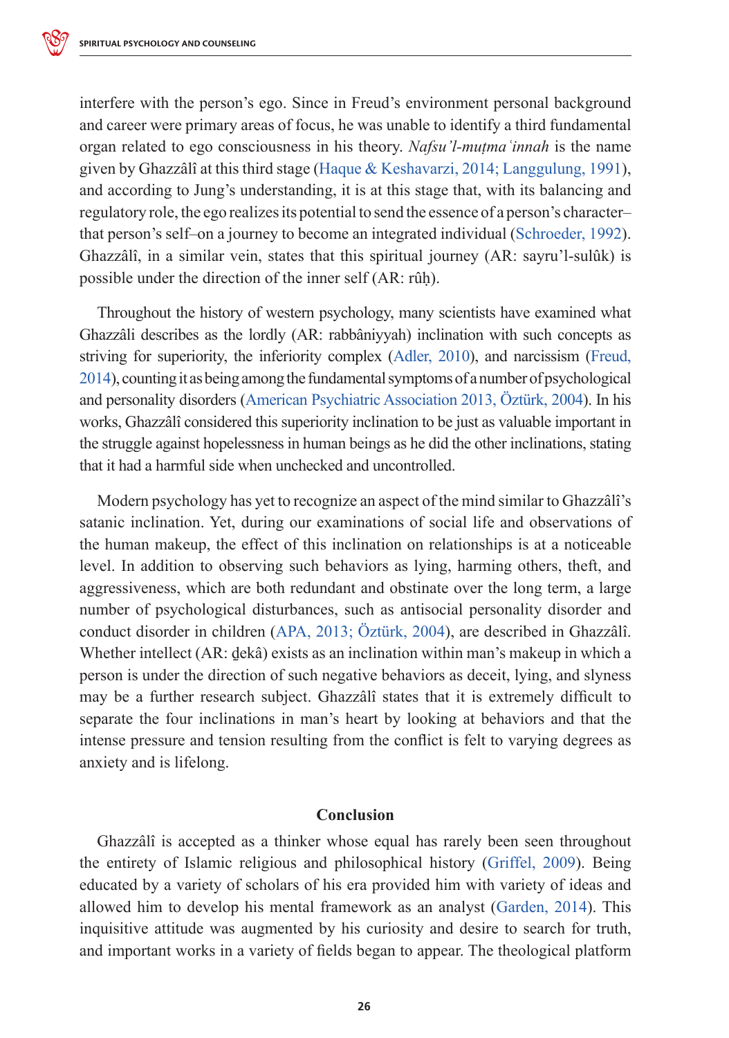interfere with the person's ego. Since in Freud's environment personal background and career were primary areas of focus, he was unable to identify a third fundamental organ related to ego consciousness in his theory. *Nafsu'l-muṭmaʿinnah* is the name given by Ghazzâlî at this third stage (Haque & Keshavarzi, 2014; Langgulung, 1991), and according to Jung's understanding, it is at this stage that, with its balancing and regulatory role, the ego realizes its potential to send the essence of a person's character–that person's self–on a journey to become an integrated individual (Schroeder, 1992). Ghazzâlî, in a similar vein, states that this spiritual journey (AR: sayru'l-sulûk) is possible under the direction of the inner self (AR: rûḥ).

Throughout the history of western psychology, many scientists have examined what Ghazzâli describes as the lordly (AR: rabbâniyyah) inclination with such concepts as striving for superiority, the inferiority complex (Adler, 2010), and narcissism (Freud, 2014), counting it as being among the fundamental symptoms of a number of psychological and personality disorders (American Psychiatric Association 2013, Öztürk, 2004). In his works, Ghazzâlî considered this superiority inclination to be just as valuable important in the struggle against hopelessness in human beings as he did the other inclinations, stating that it had a harmful side when unchecked and uncontrolled.

Modern psychology has yet to recognize an aspect of the mind similar to Ghazzâlî's satanic inclination. Yet, during our examinations of social life and observations of the human makeup, the effect of this inclination on relationships is at a noticeable level. In addition to observing such behaviors as lying, harming others, theft, and aggressiveness, which are both redundant and obstinate over the long term, a large number of psychological disturbances, such as antisocial personality disorder and conduct disorder in children (APA, 2013; Öztürk, 2004), are described in Ghazzâlî. Whether intellect (AR: ḏekâ) exists as an inclination within man's makeup in which a person is under the direction of such negative behaviors as deceit, lying, and slyness may be a further research subject. Ghazzâlî states that it is extremely difficult to separate the four inclinations in man's heart by looking at behaviors and that the intense pressure and tension resulting from the conflict is felt to varying degrees as anxiety and is lifelong.

## Conclusion

Ghazzâlî is accepted as a thinker whose equal has rarely been seen throughout the entirety of Islamic religious and philosophical history (Griffel, 2009). Being educated by a variety of scholars of his era provided him with variety of ideas and allowed him to develop his mental framework as an analyst (Garden, 2014). This inquisitive attitude was augmented by his curiosity and desire to search for truth, and important works in a variety of fields began to appear. The theological platform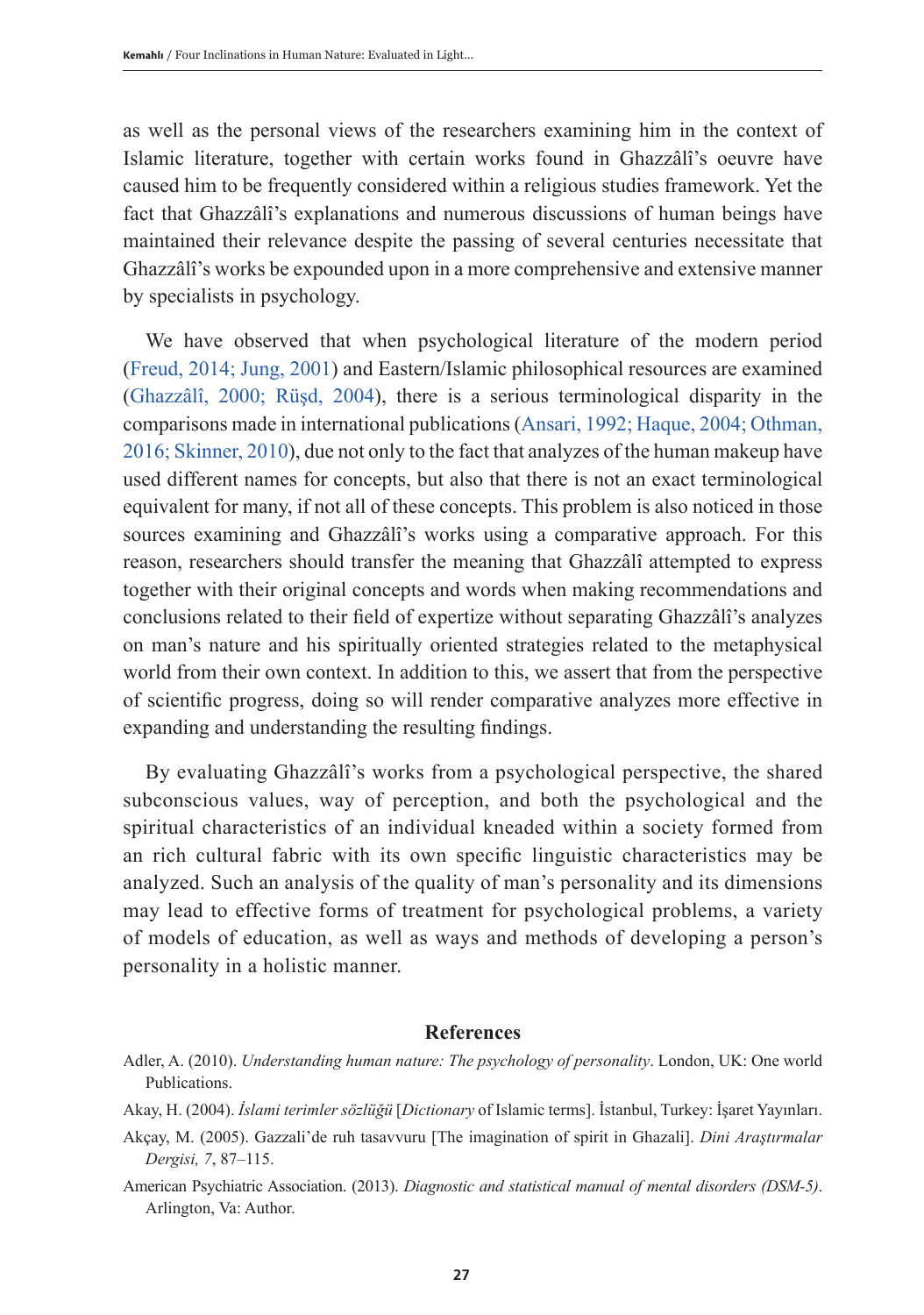as well as the personal views of the researchers examining him in the context of Islamic literature, together with certain works found in Ghazzâlî's oeuvre have caused him to be frequently considered within a religious studies framework. Yet the fact that Ghazzâlî's explanations and numerous discussions of human beings have maintained their relevance despite the passing of several centuries necessitate that Ghazzâlî's works be expounded upon in a more comprehensive and extensive manner by specialists in psychology.

We have observed that when psychological literature of the modern period (Freud, 2014; Jung, 2001) and Eastern/Islamic philosophical resources are examined (Ghazzâlî, 2000; Rüşd, 2004), there is a serious terminological disparity in the comparisons made in international publications (Ansari, 1992; Haque, 2004; Othman, 2016; Skinner, 2010), due not only to the fact that analyzes of the human makeup have used different names for concepts, but also that there is not an exact terminological equivalent for many, if not all of these concepts. This problem is also noticed in those sources examining and Ghazzâlî's works using a comparative approach. For this reason, researchers should transfer the meaning that Ghazzâlî attempted to express together with their original concepts and words when making recommendations and conclusions related to their field of expertize without separating Ghazzâlî's analyzes on man's nature and his spiritually oriented strategies related to the metaphysical world from their own context. In addition to this, we assert that from the perspective of scientific progress, doing so will render comparative analyzes more effective in expanding and understanding the resulting findings.

By evaluating Ghazzâlî's works from a psychological perspective, the shared subconscious values, way of perception, and both the psychological and the spiritual characteristics of an individual kneaded within a society formed from an rich cultural fabric with its own specific linguistic characteristics may be analyzed. Such an analysis of the quality of man's personality and its dimensions may lead to effective forms of treatment for psychological problems, a variety of models of education, as well as ways and methods of developing a person's personality in a holistic manner.

## References

Adler, A. (2010). *Understanding human nature: The psychology of personality*. London, UK: One world Publications.

Akay, H. (2004). *İslami terimler sözlüğü* [*Dictionary* of Islamic terms]. İstanbul, Turkey: İşaret Yayınları.

Akçay, M. (2005). Gazzali'de ruh tasavvuru [The imagination of spirit in Ghazali]. *Dini Araştırmalar Dergisi, 7*, 87–115.

American Psychiatric Association. (2013). *Diagnostic and statistical manual of mental disorders (DSM-5)*. Arlington, Va: Author.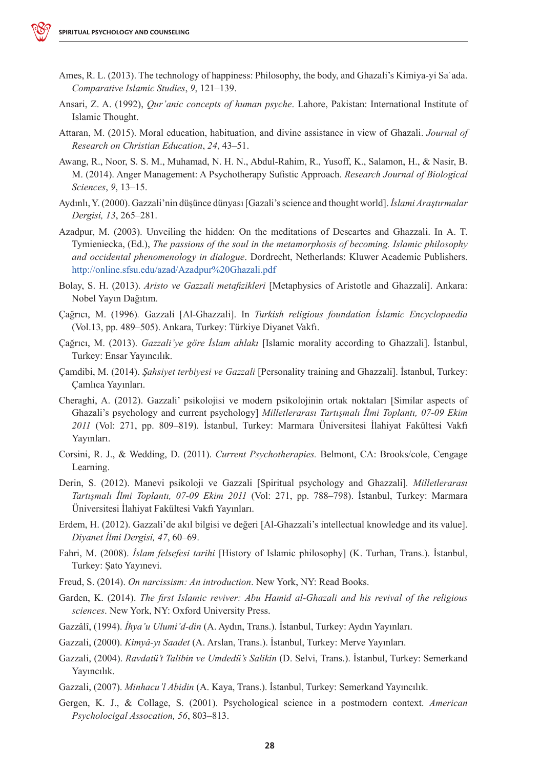Ames, R. L. (2013). The technology of happiness: Philosophy, the body, and Ghazali's Kimiya-yi Saʿada. *Comparative Islamic Studies*, *9*, 121–139.

Ansari, Z. A. (1992), *Qur'anic concepts of human psyche*. Lahore, Pakistan: International Institute of Islamic Thought.

Attaran, M. (2015). Moral education, habituation, and divine assistance in view of Ghazali. *Journal of Research on Christian Education*, *24*, 43–51.

Awang, R., Noor, S. S. M., Muhamad, N. H. N., Abdul-Rahim, R., Yusoff, K., Salamon, H., & Nasir, B. M. (2014). Anger Management: A Psychotherapy Sufistic Approach. *Research Journal of Biological Sciences*, *9*, 13–15.

Aydınlı, Y. (2000). Gazzali'nin düşünce dünyası [Gazali's science and thought world]. *İslami Araştırmalar Dergisi, 13*, 265–281.

Azadpur, M. (2003). Unveiling the hidden: On the meditations of Descartes and Ghazzali. In A. T. Tymieniecka, (Ed.), *The passions of the soul in the metamorphosis of becoming. Islamic philosophy and occidental phenomenology in dialogue*. Dordrecht, Netherlands: Kluwer Academic Publishers. http://online.sfsu.edu/azad/Azadpur%20Ghazali.pdf

Bolay, S. H. (2013). *Aristo ve Gazzali metafizikleri* [Metaphysics of Aristotle and Ghazzali]. Ankara: Nobel Yayın Dağıtım.

Çağrıcı, M. (1996). Gazzali [Al-Ghazzali]. In *Turkish religious foundation İslamic Encyclopaedia* (Vol.13, pp. 489–505). Ankara, Turkey: Türkiye Diyanet Vakfı.

Çağrıcı, M. (2013). *Gazzali'ye göre İslam ahlakı* [Islamic morality according to Ghazzali]. İstanbul, Turkey: Ensar Yayıncılık.

Çamdibi, M. (2014). *Şahsiyet terbiyesi ve Gazzali* [Personality training and Ghazzali]. İstanbul, Turkey: Çamlıca Yayınları.

Cheraghi, A. (2012). Gazzali' psikolojisi ve modern psikolojinin ortak noktaları [Similar aspects of Ghazali's psychology and current psychology] *Milletlerarası Tartışmalı İlmi Toplantı, 07-09 Ekim 2011* (Vol: 271, pp. 809–819). İstanbul, Turkey: Marmara Üniversitesi İlahiyat Fakültesi Vakfı Yayınları.

Corsini, R. J., & Wedding, D. (2011). *Current Psychotherapies.* Belmont, CA: Brooks/cole, Cengage Learning.

Derin, S. (2012). Manevi psikoloji ve Gazzali [Spiritual psychology and Ghazzali]. *Milletlerarası Tartışmalı İlmi Toplantı, 07-09 Ekim 2011* (Vol: 271, pp. 788–798). İstanbul, Turkey: Marmara Üniversitesi İlahiyat Fakültesi Vakfı Yayınları.

Erdem, H. (2012). Gazzali'de akıl bilgisi ve değeri [Al-Ghazzali's intellectual knowledge and its value]. *Diyanet İlmi Dergisi, 47*, 60–69.

Fahri, M. (2008). *İslam felsefesi tarihi* [History of Islamic philosophy] (K. Turhan, Trans.). İstanbul, Turkey: Şato Yayınevi.

Freud, S. (2014). *On narcissism: An introduction*. New York, NY: Read Books.

Garden, K. (2014). *The first Islamic reviver: Abu Hamid al-Ghazali and his revival of the religious sciences*. New York, NY: Oxford University Press.

Gazzâlî, (1994). *İhya'u Ulumi'd-din* (A. Aydın, Trans.). İstanbul, Turkey: Aydın Yayınları.

Gazzali, (2000). *Kimyâ-yı Saadet* (A. Arslan, Trans.). İstanbul, Turkey: Merve Yayınları.

Gazzali, (2004). *Ravdatü't Talibin ve Umdedü's Salikin* (D. Selvi, Trans.). İstanbul, Turkey: Semerkand Yayıncılık.

Gazzali, (2007). *Minhacu'l Abidin* (A. Kaya, Trans.). İstanbul, Turkey: Semerkand Yayıncılık.

Gergen, K. J., & Collage, S. (2001). Psychological science in a postmodern context. *American Psycholocigal Assocation, 56*, 803–813.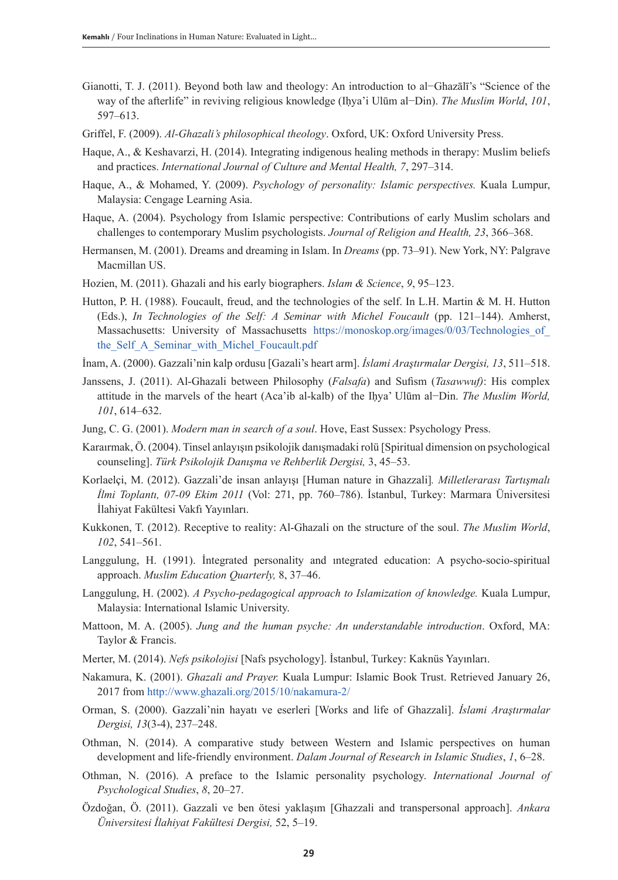Gianotti, T. J. (2011). Beyond both law and theology: An introduction to al−Ghazālī's "Science of the way of the afterlife" in reviving religious knowledge (Iḥya'i Ulūm al−Din). *The Muslim World*, *101*, 597–613.

Griffel, F. (2009). *Al-Ghazali's philosophical theology*. Oxford, UK: Oxford University Press.

Haque, A., & Keshavarzi, H. (2014). Integrating indigenous healing methods in therapy: Muslim beliefs and practices. *International Journal of Culture and Mental Health, 7*, 297–314.

Haque, A., & Mohamed, Y. (2009). *Psychology of personality: Islamic perspectives.* Kuala Lumpur, Malaysia: Cengage Learning Asia.

Haque, A. (2004). Psychology from Islamic perspective: Contributions of early Muslim scholars and challenges to contemporary Muslim psychologists. *Journal of Religion and Health, 23*, 366–368.

Hermansen, M. (2001). Dreams and dreaming in Islam. In *Dreams* (pp. 73–91). New York, NY: Palgrave Macmillan US.

Hozien, M. (2011). Ghazali and his early biographers. *Islam & Science*, *9*, 95–123.

Hutton, P. H. (1988). Foucault, freud, and the technologies of the self. In L.H. Martin & M. H. Hutton (Eds.), *In Technologies of the Self: A Seminar with Michel Foucault* (pp. 121–144). Amherst, Massachusetts: University of Massachusetts https://monoskop.org/images/0/03/Technologies_of_the_Self_A_Seminar_with_Michel_Foucault.pdf

İnam, A. (2000). Gazzali'nin kalp ordusu [Gazali's heart arm]. *İslami Araştırmalar Dergisi, 13*, 511–518.

Janssens, J. (2011). Al-Ghazali between Philosophy (*Falsafa*) and Sufism (*Tasawwuf)*: His complex attitude in the marvels of the heart (Aca'ib al-kalb) of the Iḥya' Ulūm al−Din. *The Muslim World, 101*, 614–632.

Jung, C. G. (2001). *Modern man in search of a soul*. Hove, East Sussex: Psychology Press.

Karaırmak, Ö. (2004). Tinsel anlayışın psikolojik danışmadaki rolü [Spiritual dimension on psychological counseling]. *Türk Psikolojik Danışma ve Rehberlik Dergisi,* 3, 45–53.

Korlaelçi, M. (2012). Gazzali'de insan anlayışı [Human nature in Ghazzali]*. Milletlerarası Tartışmalı İlmi Toplantı, 07-09 Ekim 2011* (Vol: 271, pp. 760–786). İstanbul, Turkey: Marmara Üniversitesi İlahiyat Fakültesi Vakfı Yayınları.

Kukkonen, T. (2012). Receptive to reality: Al-Ghazali on the structure of the soul. *The Muslim World*, *102*, 541–561.

Langgulung, H. (1991). İntegrated personality and ıntegrated education: A psycho-socio-spiritual approach. *Muslim Education Quarterly,* 8, 37–46.

Langgulung, H. (2002). *A Psycho-pedagogical approach to Islamization of knowledge.* Kuala Lumpur, Malaysia: International Islamic University.

Mattoon, M. A. (2005). *Jung and the human psyche: An understandable introduction*. Oxford, MA: Taylor & Francis.

Merter, M. (2014). *Nefs psikolojisi* [Nafs psychology]. İstanbul, Turkey: Kaknüs Yayınları.

Nakamura, K. (2001). *Ghazali and Prayer.* Kuala Lumpur: Islamic Book Trust. Retrieved January 26, 2017 from http://www.ghazali.org/2015/10/nakamura-2/

Orman, S. (2000). Gazzali'nin hayatı ve eserleri [Works and life of Ghazzali]. *İslami Araştırmalar Dergisi, 13*(3-4), 237–248.

Othman, N. (2014). A comparative study between Western and Islamic perspectives on human development and life-friendly environment. *Dalam Journal of Research in Islamic Studies*, *1*, 6–28.

Othman, N. (2016). A preface to the Islamic personality psychology. *International Journal of Psychological Studies*, *8*, 20–27.

Özdoğan, Ö. (2011). Gazzali ve ben ötesi yaklaşım [Ghazzali and transpersonal approach]. *Ankara Üniversitesi İlahiyat Fakültesi Dergisi,* 52, 5–19.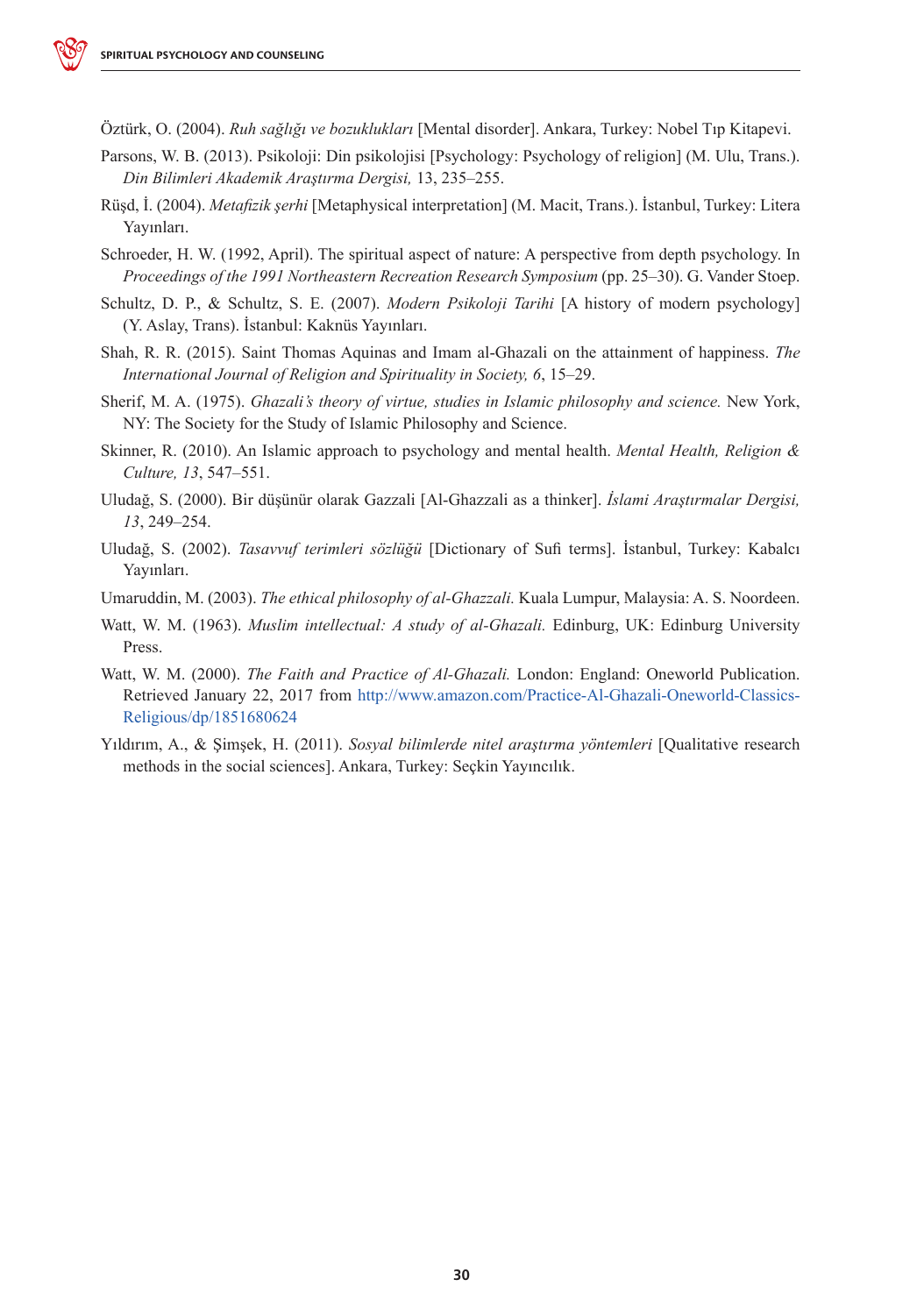Öztürk, O. (2004). *Ruh sağlığı ve bozuklukları* [Mental disorder]. Ankara, Turkey: Nobel Tıp Kitapevi.

Parsons, W. B. (2013). Psikoloji: Din psikolojisi [Psychology: Psychology of religion] (M. Ulu, Trans.). *Din Bilimleri Akademik Araştırma Dergisi,* 13, 235–255.

Rüşd, İ. (2004). *Metafizik şerhi* [Metaphysical interpretation] (M. Macit, Trans.). İstanbul, Turkey: Litera Yayınları.

Schroeder, H. W. (1992, April). The spiritual aspect of nature: A perspective from depth psychology. In *Proceedings of the 1991 Northeastern Recreation Research Symposium* (pp. 25–30). G. Vander Stoep.

Schultz, D. P., & Schultz, S. E. (2007). *Modern Psikoloji Tarihi* [A history of modern psychology] (Y. Aslay, Trans). İstanbul: Kaknüs Yayınları.

Shah, R. R. (2015). Saint Thomas Aquinas and Imam al-Ghazali on the attainment of happiness. *The International Journal of Religion and Spirituality in Society, 6*, 15–29.

Sherif, M. A. (1975). *Ghazali's theory of virtue, studies in Islamic philosophy and science.* New York, NY: The Society for the Study of Islamic Philosophy and Science.

Skinner, R. (2010). An Islamic approach to psychology and mental health. *Mental Health, Religion & Culture, 13*, 547–551.

Uludağ, S. (2000). Bir düşünür olarak Gazzali [Al-Ghazzali as a thinker]. *İslami Araştırmalar Dergisi, 13*, 249–254.

Uludağ, S. (2002). *Tasavvuf terimleri sözlüğü* [Dictionary of Sufi terms]. İstanbul, Turkey: Kabalcı Yayınları.

Umaruddin, M. (2003). *The ethical philosophy of al-Ghazzali.* Kuala Lumpur, Malaysia: A. S. Noordeen.

Watt, W. M. (1963). *Muslim intellectual: A study of al-Ghazali.* Edinburg, UK: Edinburg University Press.

Watt, W. M. (2000). *The Faith and Practice of Al-Ghazali.* London: England: Oneworld Publication. Retrieved January 22, 2017 from http://www.amazon.com/Practice-Al-Ghazali-Oneworld-Classics-Religious/dp/1851680624

Yıldırım, A., & Şimşek, H. (2011). *Sosyal bilimlerde nitel araştırma yöntemleri* [Qualitative research methods in the social sciences]. Ankara, Turkey: Seçkin Yayıncılık.